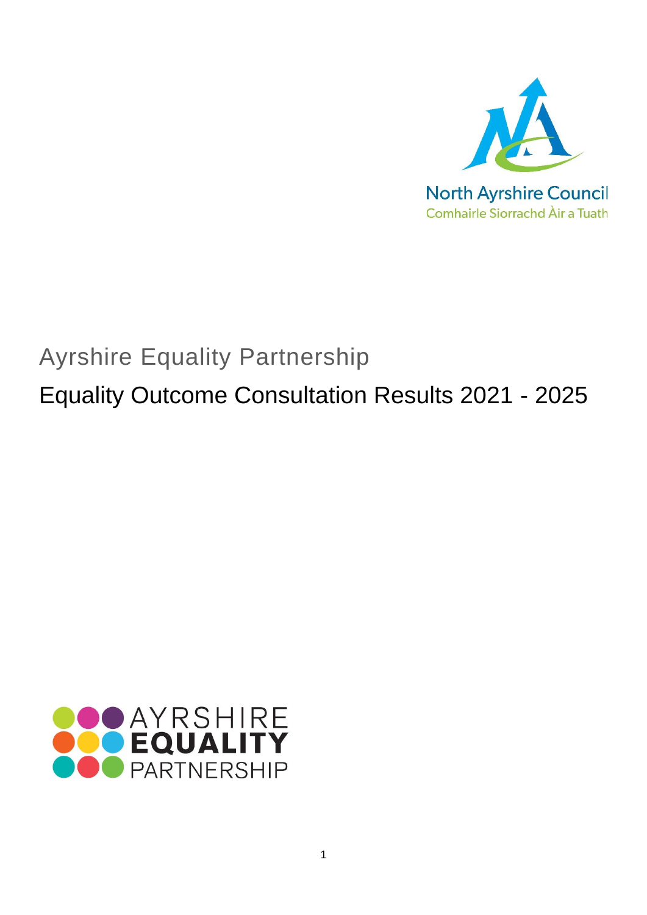North Ayrshire Council
Comhairle Siorrachd Àir a Tuath

# Ayrshire Equality Partnership

## Equality Outcome Consultation Results 2021 - 2025

AYRSHIRE **EQUALITY** PARTNERSHIP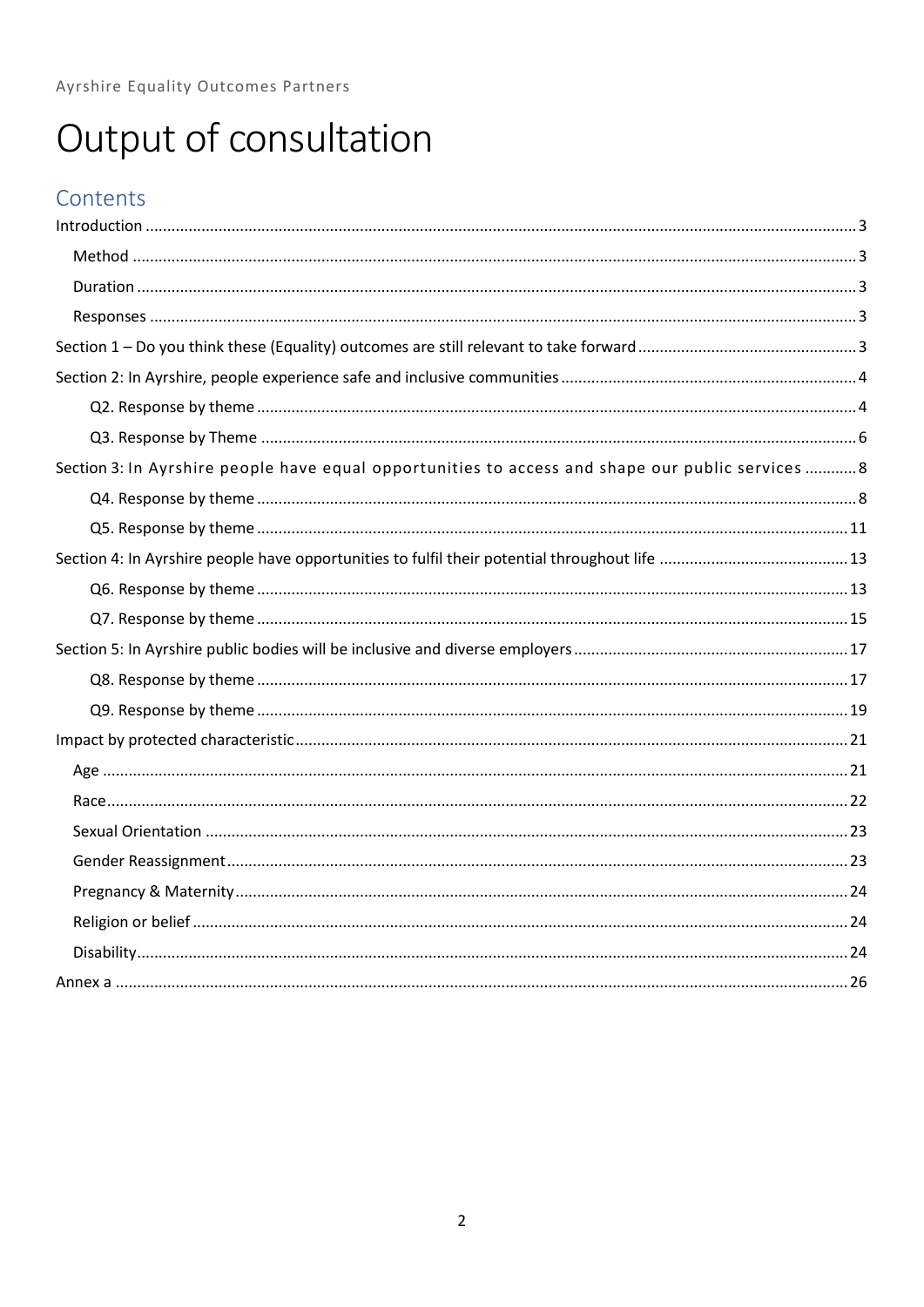Ayrshire Equality Outcomes Partners

# Output of consultation

## Contents

- Introduction ... 3
  - Method ... 3
  - Duration ... 3
  - Responses ... 3
- Section 1 – Do you think these (Equality) outcomes are still relevant to take forward ... 3
- Section 2: In Ayrshire, people experience safe and inclusive communities ... 4
  - Q2. Response by theme ... 4
  - Q3. Response by Theme ... 6
- Section 3: In Ayrshire people have equal opportunities to access and shape our public services ... 8
  - Q4. Response by theme ... 8
  - Q5. Response by theme ... 11
- Section 4: In Ayrshire people have opportunities to fulfil their potential throughout life ... 13
  - Q6. Response by theme ... 13
  - Q7. Response by theme ... 15
- Section 5: In Ayrshire public bodies will be inclusive and diverse employers ... 17
  - Q8. Response by theme ... 17
  - Q9. Response by theme ... 19
- Impact by protected characteristic ... 21
  - Age ... 21
  - Race ... 22
  - Sexual Orientation ... 23
  - Gender Reassignment ... 23
  - Pregnancy & Maternity ... 24
  - Religion or belief ... 24
  - Disability ... 24
- Annex a ... 26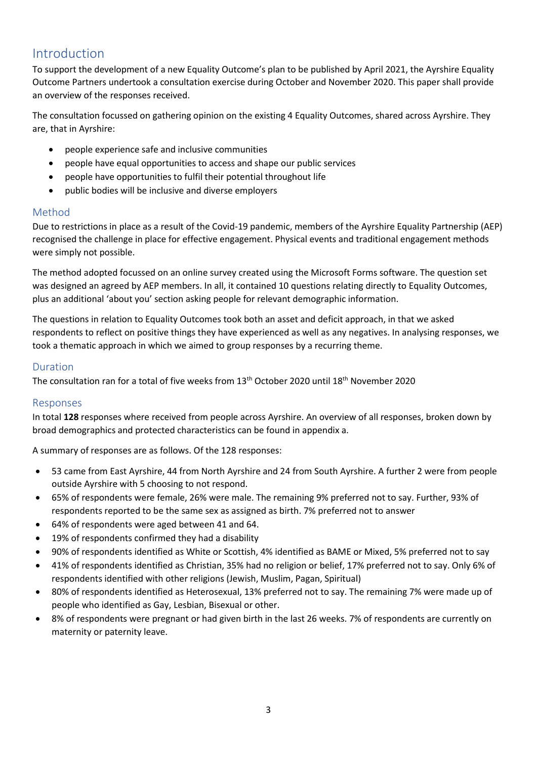## Introduction

To support the development of a new Equality Outcome's plan to be published by April 2021, the Ayrshire Equality Outcome Partners undertook a consultation exercise during October and November 2020. This paper shall provide an overview of the responses received.

The consultation focussed on gathering opinion on the existing 4 Equality Outcomes, shared across Ayrshire. They are, that in Ayrshire:

- people experience safe and inclusive communities
- people have equal opportunities to access and shape our public services
- people have opportunities to fulfil their potential throughout life
- public bodies will be inclusive and diverse employers

### Method

Due to restrictions in place as a result of the Covid-19 pandemic, members of the Ayrshire Equality Partnership (AEP) recognised the challenge in place for effective engagement. Physical events and traditional engagement methods were simply not possible.

The method adopted focussed on an online survey created using the Microsoft Forms software. The question set was designed an agreed by AEP members. In all, it contained 10 questions relating directly to Equality Outcomes, plus an additional 'about you' section asking people for relevant demographic information.

The questions in relation to Equality Outcomes took both an asset and deficit approach, in that we asked respondents to reflect on positive things they have experienced as well as any negatives. In analysing responses, we took a thematic approach in which we aimed to group responses by a recurring theme.

### Duration

The consultation ran for a total of five weeks from 13th October 2020 until 18th November 2020

### Responses

In total **128** responses where received from people across Ayrshire. An overview of all responses, broken down by broad demographics and protected characteristics can be found in appendix a.

A summary of responses are as follows. Of the 128 responses:

- 53 came from East Ayrshire, 44 from North Ayrshire and 24 from South Ayrshire. A further 2 were from people outside Ayrshire with 5 choosing to not respond.
- 65% of respondents were female, 26% were male. The remaining 9% preferred not to say. Further, 93% of respondents reported to be the same sex as assigned as birth. 7% preferred not to answer
- 64% of respondents were aged between 41 and 64.
- 19% of respondents confirmed they had a disability
- 90% of respondents identified as White or Scottish, 4% identified as BAME or Mixed, 5% preferred not to say
- 41% of respondents identified as Christian, 35% had no religion or belief, 17% preferred not to say. Only 6% of respondents identified with other religions (Jewish, Muslim, Pagan, Spiritual)
- 80% of respondents identified as Heterosexual, 13% preferred not to say. The remaining 7% were made up of people who identified as Gay, Lesbian, Bisexual or other.
- 8% of respondents were pregnant or had given birth in the last 26 weeks. 7% of respondents are currently on maternity or paternity leave.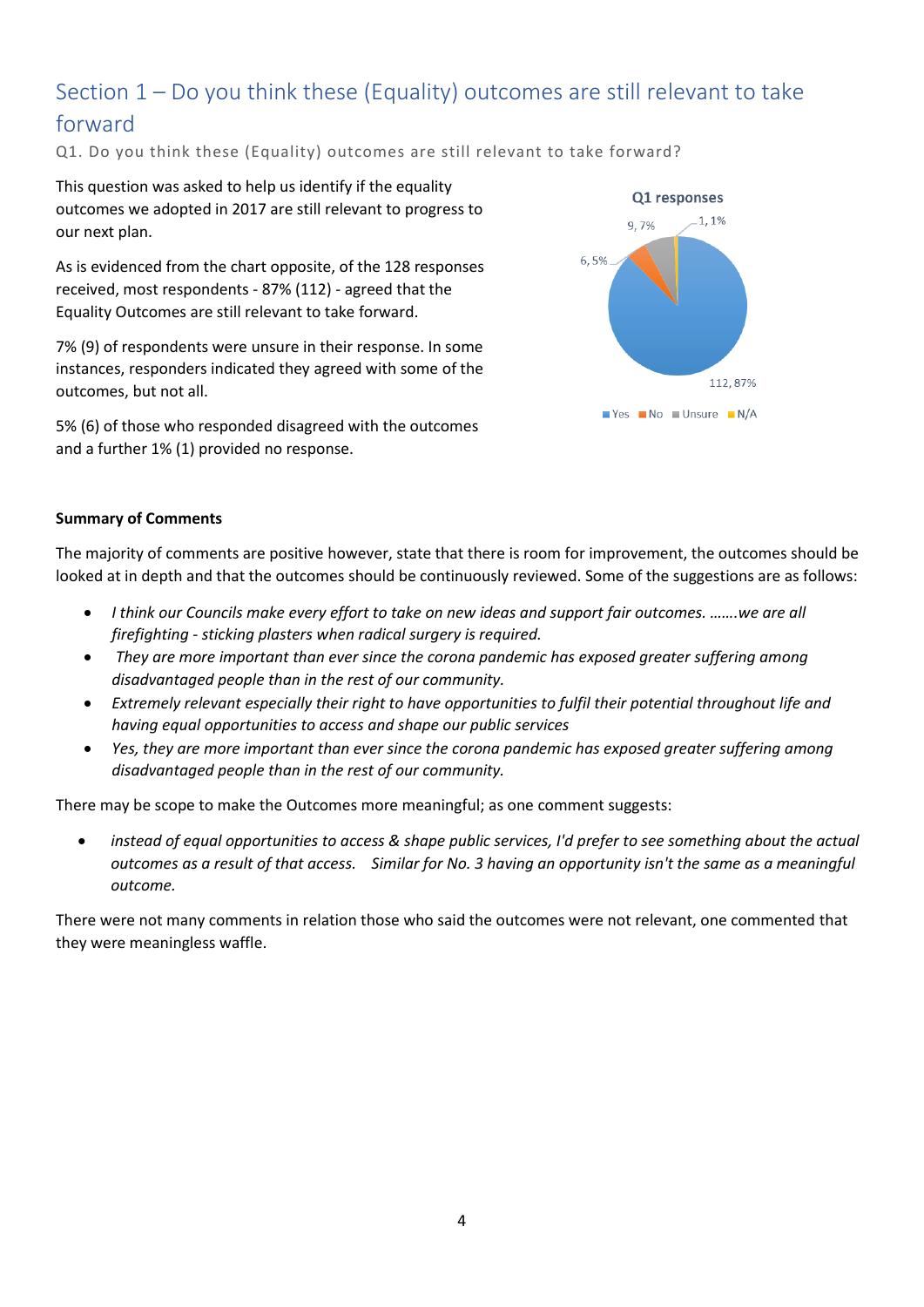## Section 1 – Do you think these (Equality) outcomes are still relevant to take forward

Q1. Do you think these (Equality) outcomes are still relevant to take forward?

This question was asked to help us identify if the equality outcomes we adopted in 2017 are still relevant to progress to our next plan.

As is evidenced from the chart opposite, of the 128 responses received, most respondents - 87% (112) - agreed that the Equality Outcomes are still relevant to take forward.

7% (9) of respondents were unsure in their response. In some instances, responders indicated they agreed with some of the outcomes, but not all.

5% (6) of those who responded disagreed with the outcomes and a further 1% (1) provided no response.

**Q1 responses**

| Response | Count | Percentage |
|---|---|---|
| Yes | 112 | 87% |
| No | 6 | 5% |
| Unsure | 9 | 7% |
| N/A | 1 | 1% |

**Summary of Comments**

The majority of comments are positive however, state that there is room for improvement, the outcomes should be looked at in depth and that the outcomes should be continuously reviewed. Some of the suggestions are as follows:

- *I think our Councils make every effort to take on new ideas and support fair outcomes. …….we are all firefighting - sticking plasters when radical surgery is required.*
- *They are more important than ever since the corona pandemic has exposed greater suffering among disadvantaged people than in the rest of our community.*
- *Extremely relevant especially their right to have opportunities to fulfil their potential throughout life and having equal opportunities to access and shape our public services*
- *Yes, they are more important than ever since the corona pandemic has exposed greater suffering among disadvantaged people than in the rest of our community.*

There may be scope to make the Outcomes more meaningful; as one comment suggests:

- *instead of equal opportunities to access & shape public services, I'd prefer to see something about the actual outcomes as a result of that access. Similar for No. 3 having an opportunity isn't the same as a meaningful outcome.*

There were not many comments in relation those who said the outcomes were not relevant, one commented that they were meaningless waffle.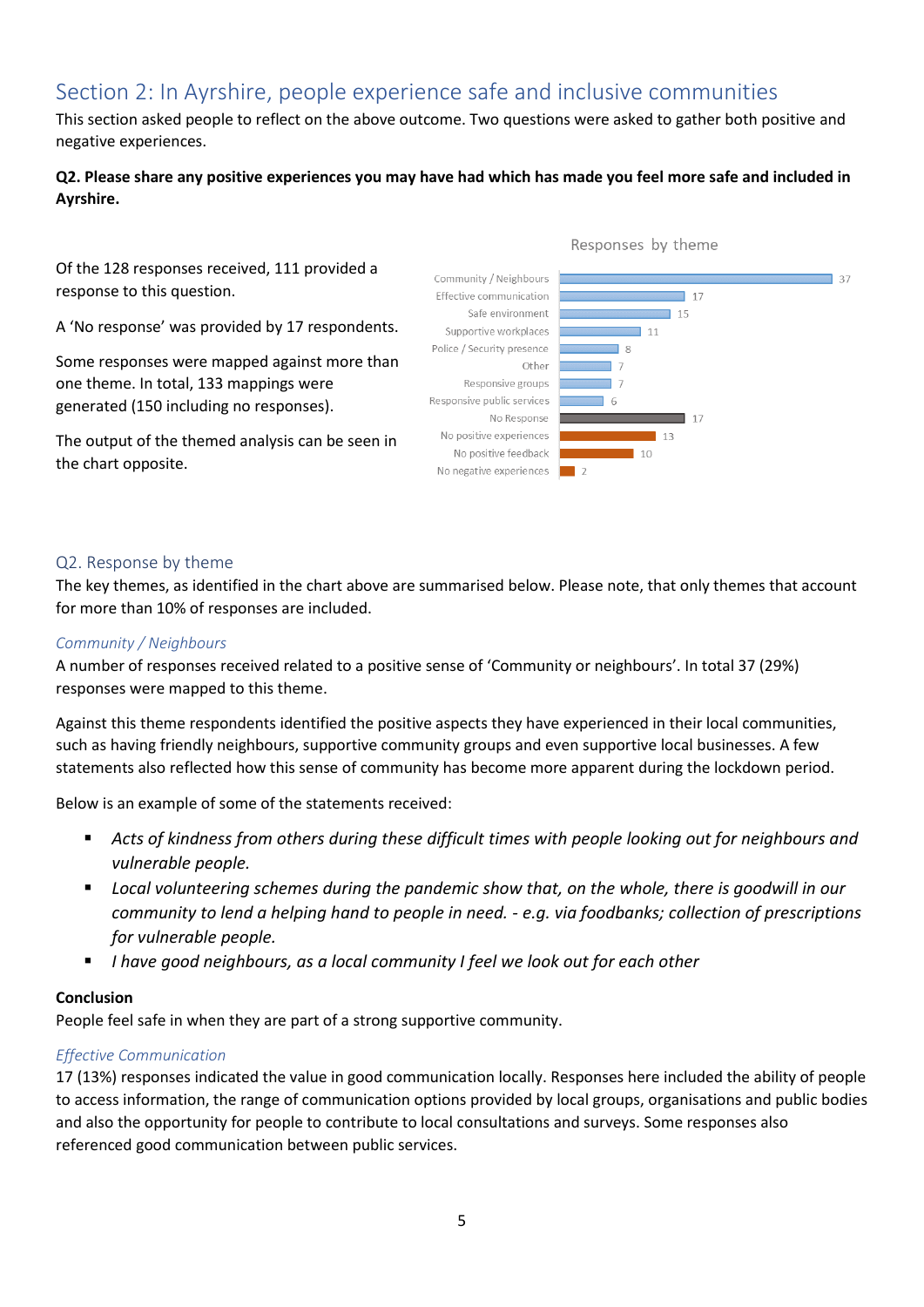## Section 2: In Ayrshire, people experience safe and inclusive communities

This section asked people to reflect on the above outcome. Two questions were asked to gather both positive and negative experiences.

**Q2. Please share any positive experiences you may have had which has made you feel more safe and included in Ayrshire.**

Of the 128 responses received, 111 provided a response to this question.

A 'No response' was provided by 17 respondents.

Some responses were mapped against more than one theme. In total, 133 mappings were generated (150 including no responses).

The output of the themed analysis can be seen in the chart opposite.

Responses by theme

| Theme | Responses |
|---|---|
| Community / Neighbours | 37 |
| Effective communication | 17 |
| Safe environment | 15 |
| Supportive workplaces | 11 |
| Police / Security presence | 8 |
| Other | 7 |
| Responsive groups | 7 |
| Responsive public services | 6 |
| No Response | 17 |
| No positive experiences | 13 |
| No positive feedback | 10 |
| No negative experiences | 2 |

### Q2. Response by theme

The key themes, as identified in the chart above are summarised below. Please note, that only themes that account for more than 10% of responses are included.

#### *Community / Neighbours*

A number of responses received related to a positive sense of 'Community or neighbours'. In total 37 (29%) responses were mapped to this theme.

Against this theme respondents identified the positive aspects they have experienced in their local communities, such as having friendly neighbours, supportive community groups and even supportive local businesses. A few statements also reflected how this sense of community has become more apparent during the lockdown period.

Below is an example of some of the statements received:

- *Acts of kindness from others during these difficult times with people looking out for neighbours and vulnerable people.*
- *Local volunteering schemes during the pandemic show that, on the whole, there is goodwill in our community to lend a helping hand to people in need. - e.g. via foodbanks; collection of prescriptions for vulnerable people.*
- *I have good neighbours, as a local community I feel we look out for each other*

**Conclusion**

People feel safe in when they are part of a strong supportive community.

#### *Effective Communication*

17 (13%) responses indicated the value in good communication locally. Responses here included the ability of people to access information, the range of communication options provided by local groups, organisations and public bodies and also the opportunity for people to contribute to local consultations and surveys. Some responses also referenced good communication between public services.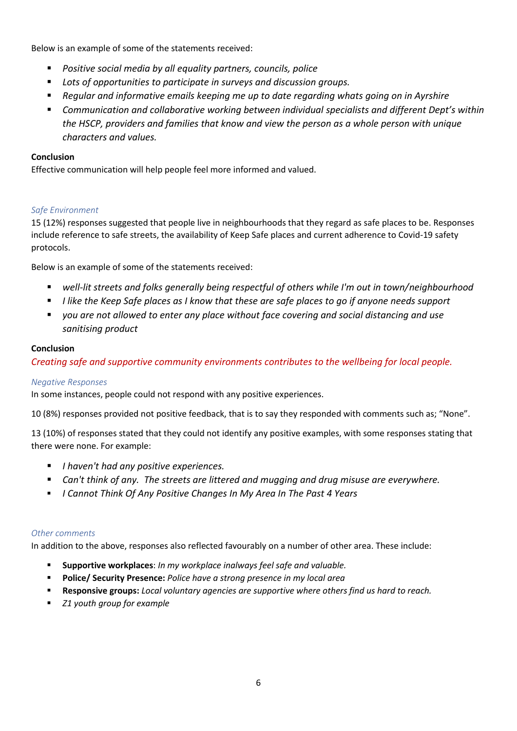Below is an example of some of the statements received:

- *Positive social media by all equality partners, councils, police*
- *Lots of opportunities to participate in surveys and discussion groups.*
- *Regular and informative emails keeping me up to date regarding whats going on in Ayrshire*
- *Communication and collaborative working between individual specialists and different Dept's within the HSCP, providers and families that know and view the person as a whole person with unique characters and values.*

**Conclusion**
Effective communication will help people feel more informed and valued.

### *Safe Environment*

15 (12%) responses suggested that people live in neighbourhoods that they regard as safe places to be. Responses include reference to safe streets, the availability of Keep Safe places and current adherence to Covid-19 safety protocols.

Below is an example of some of the statements received:

- *well-lit streets and folks generally being respectful of others while I'm out in town/neighbourhood*
- *I like the Keep Safe places as I know that these are safe places to go if anyone needs support*
- *you are not allowed to enter any place without face covering and social distancing and use sanitising product*

**Conclusion**
*Creating safe and supportive community environments contributes to the wellbeing for local people.*

### *Negative Responses*

In some instances, people could not respond with any positive experiences.

10 (8%) responses provided not positive feedback, that is to say they responded with comments such as; "None".

13 (10%) of responses stated that they could not identify any positive examples, with some responses stating that there were none. For example:

- *I haven't had any positive experiences.*
- *Can't think of any. The streets are littered and mugging and drug misuse are everywhere.*
- *I Cannot Think Of Any Positive Changes In My Area In The Past 4 Years*

### *Other comments*

In addition to the above, responses also reflected favourably on a number of other area. These include:

- **Supportive workplaces**: *In my workplace inalways feel safe and valuable.*
- **Police/ Security Presence:** *Police have a strong presence in my local area*
- **Responsive groups:** *Local voluntary agencies are supportive where others find us hard to reach.*
- *Z1 youth group for example*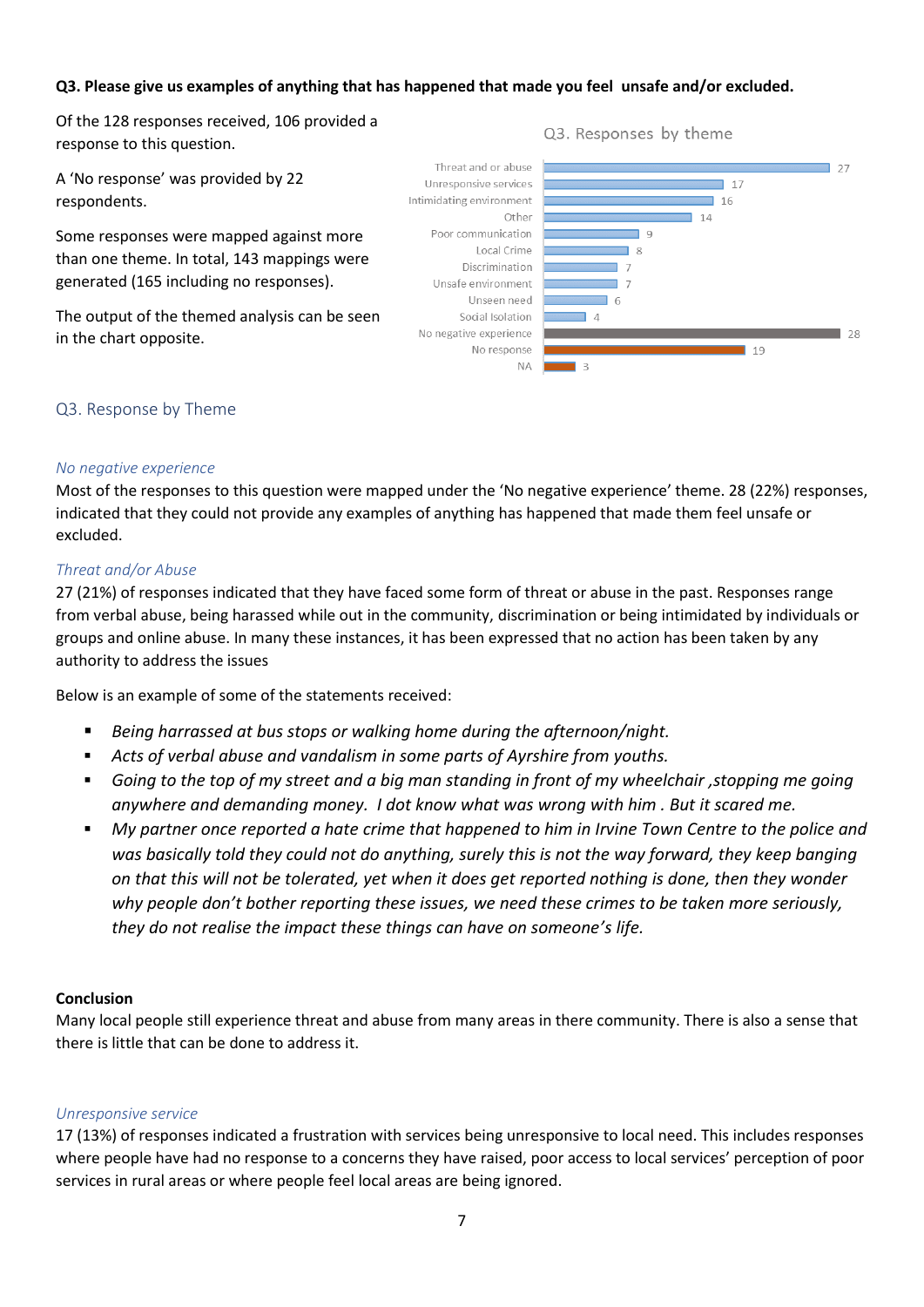**Q3. Please give us examples of anything that has happened that made you feel unsafe and/or excluded.**

Of the 128 responses received, 106 provided a response to this question.

A 'No response' was provided by 22 respondents.

Some responses were mapped against more than one theme. In total, 143 mappings were generated (165 including no responses).

The output of the themed analysis can be seen in the chart opposite.

Q3. Responses by theme

| Theme | Count |
|---|---|
| Threat and or abuse | 27 |
| Unresponsive services | 17 |
| Intimidating environment | 16 |
| Other | 14 |
| Poor communication | 9 |
| Local Crime | 8 |
| Discrimination | 7 |
| Unsafe environment | 7 |
| Unseen need | 6 |
| Social Isolation | 4 |
| No negative experience | 28 |
| No response | 19 |
| NA | 3 |

## Q3. Response by Theme

*No negative experience*

Most of the responses to this question were mapped under the 'No negative experience' theme. 28 (22%) responses, indicated that they could not provide any examples of anything has happened that made them feel unsafe or excluded.

*Threat and/or Abuse*

27 (21%) of responses indicated that they have faced some form of threat or abuse in the past. Responses range from verbal abuse, being harassed while out in the community, discrimination or being intimidated by individuals or groups and online abuse. In many these instances, it has been expressed that no action has been taken by any authority to address the issues

Below is an example of some of the statements received:

- *Being harrassed at bus stops or walking home during the afternoon/night.*
- *Acts of verbal abuse and vandalism in some parts of Ayrshire from youths.*
- *Going to the top of my street and a big man standing in front of my wheelchair ,stopping me going anywhere and demanding money. I dot know what was wrong with him . But it scared me.*
- *My partner once reported a hate crime that happened to him in Irvine Town Centre to the police and was basically told they could not do anything, surely this is not the way forward, they keep banging on that this will not be tolerated, yet when it does get reported nothing is done, then they wonder why people don't bother reporting these issues, we need these crimes to be taken more seriously, they do not realise the impact these things can have on someone's life.*

**Conclusion**

Many local people still experience threat and abuse from many areas in there community. There is also a sense that there is little that can be done to address it.

*Unresponsive service*

17 (13%) of responses indicated a frustration with services being unresponsive to local need. This includes responses where people have had no response to a concerns they have raised, poor access to local services' perception of poor services in rural areas or where people feel local areas are being ignored.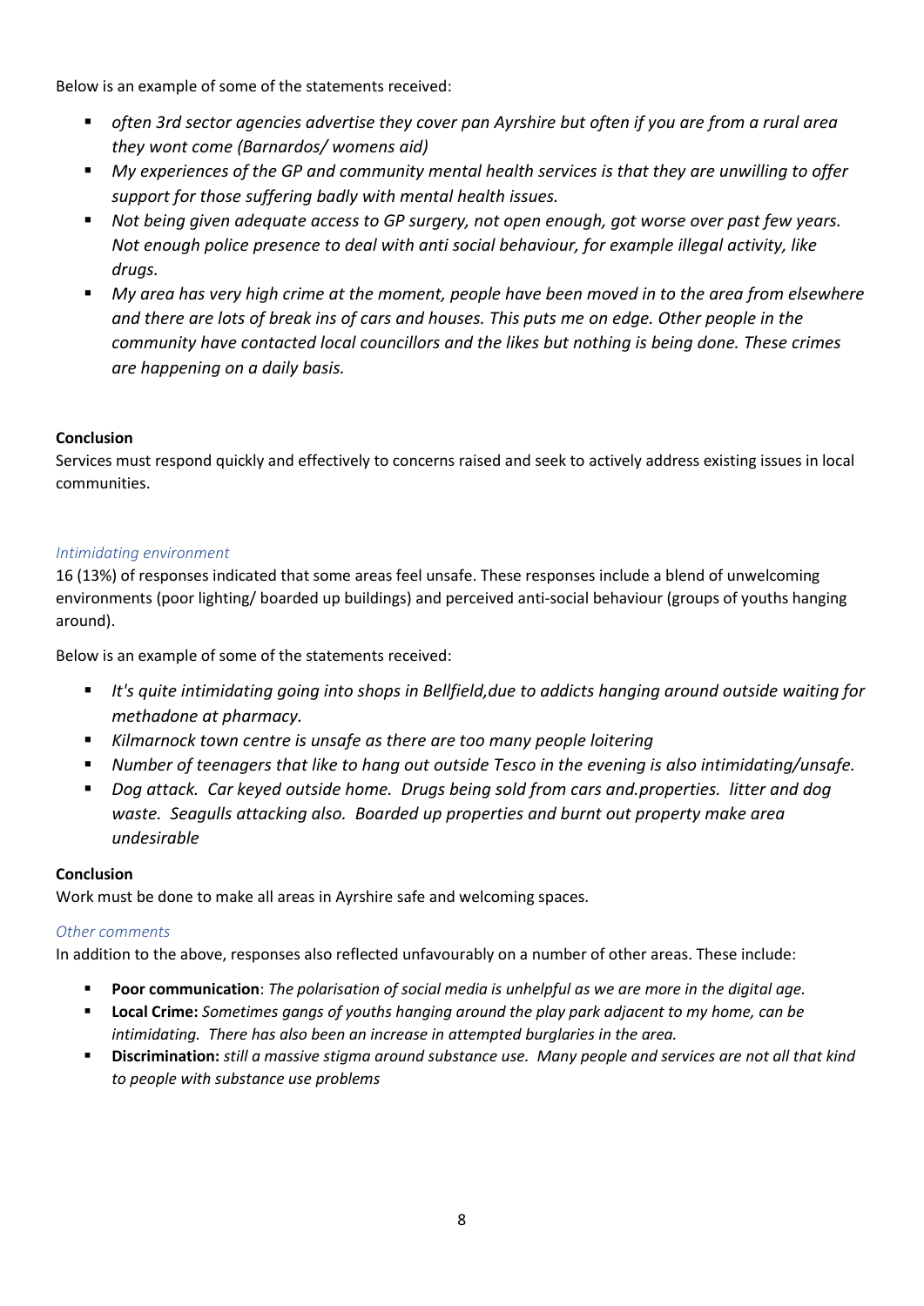Below is an example of some of the statements received:

- *often 3rd sector agencies advertise they cover pan Ayrshire but often if you are from a rural area they wont come (Barnardos/ womens aid)*
- *My experiences of the GP and community mental health services is that they are unwilling to offer support for those suffering badly with mental health issues.*
- *Not being given adequate access to GP surgery, not open enough, got worse over past few years. Not enough police presence to deal with anti social behaviour, for example illegal activity, like drugs.*
- *My area has very high crime at the moment, people have been moved in to the area from elsewhere and there are lots of break ins of cars and houses. This puts me on edge. Other people in the community have contacted local councillors and the likes but nothing is being done. These crimes are happening on a daily basis.*

**Conclusion**

Services must respond quickly and effectively to concerns raised and seek to actively address existing issues in local communities.

*Intimidating environment*

16 (13%) of responses indicated that some areas feel unsafe. These responses include a blend of unwelcoming environments (poor lighting/ boarded up buildings) and perceived anti-social behaviour (groups of youths hanging around).

Below is an example of some of the statements received:

- *It's quite intimidating going into shops in Bellfield,due to addicts hanging around outside waiting for methadone at pharmacy.*
- *Kilmarnock town centre is unsafe as there are too many people loitering*
- *Number of teenagers that like to hang out outside Tesco in the evening is also intimidating/unsafe.*
- *Dog attack. Car keyed outside home. Drugs being sold from cars and.properties. litter and dog waste. Seagulls attacking also. Boarded up properties and burnt out property make area undesirable*

**Conclusion**

Work must be done to make all areas in Ayrshire safe and welcoming spaces.

*Other comments*

In addition to the above, responses also reflected unfavourably on a number of other areas. These include:

- **Poor communication**: *The polarisation of social media is unhelpful as we are more in the digital age.*
- **Local Crime:** *Sometimes gangs of youths hanging around the play park adjacent to my home, can be intimidating. There has also been an increase in attempted burglaries in the area.*
- **Discrimination:** *still a massive stigma around substance use. Many people and services are not all that kind to people with substance use problems*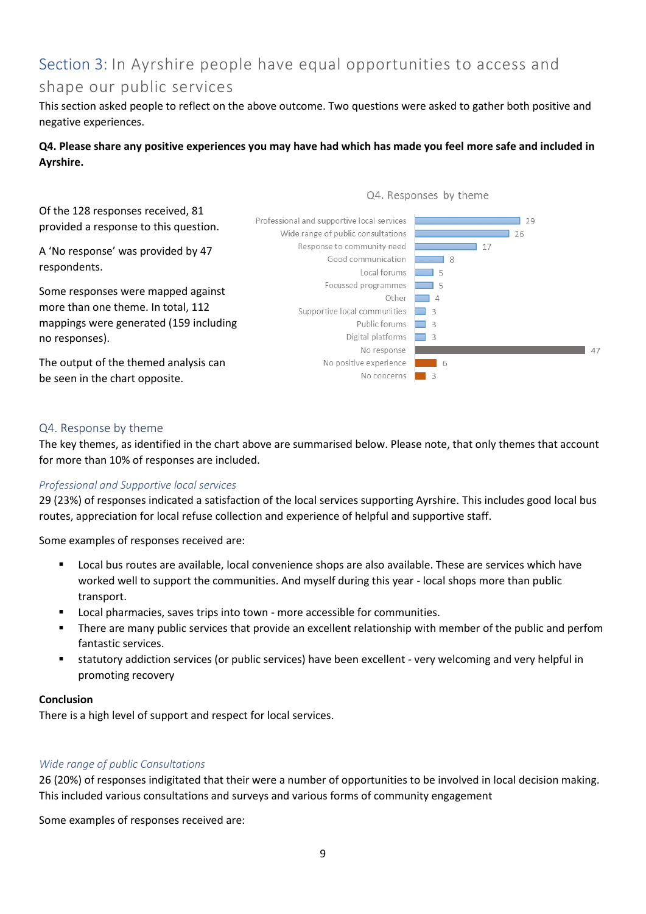## Section 3: In Ayrshire people have equal opportunities to access and shape our public services

This section asked people to reflect on the above outcome. Two questions were asked to gather both positive and negative experiences.

**Q4. Please share any positive experiences you may have had which has made you feel more safe and included in Ayrshire.**

Of the 128 responses received, 81 provided a response to this question.

A 'No response' was provided by 47 respondents.

Some responses were mapped against more than one theme. In total, 112 mappings were generated (159 including no responses).

The output of the themed analysis can be seen in the chart opposite.

Q4. Responses by theme

| Theme | Count |
|---|---|
| Professional and supportive local services | 29 |
| Wide range of public consultations | 26 |
| Response to community need | 17 |
| Good communication | 8 |
| Local forums | 5 |
| Focussed programmes | 5 |
| Other | 4 |
| Supportive local communities | 3 |
| Public forums | 3 |
| Digital platforms | 3 |
| No response | 47 |
| No positive experience | 6 |
| No concerns | 3 |

### Q4. Response by theme

The key themes, as identified in the chart above are summarised below. Please note, that only themes that account for more than 10% of responses are included.

*Professional and Supportive local services*

29 (23%) of responses indicated a satisfaction of the local services supporting Ayrshire. This includes good local bus routes, appreciation for local refuse collection and experience of helpful and supportive staff.

Some examples of responses received are:

- Local bus routes are available, local convenience shops are also available. These are services which have worked well to support the communities. And myself during this year - local shops more than public transport.
- Local pharmacies, saves trips into town - more accessible for communities.
- There are many public services that provide an excellent relationship with member of the public and perfom fantastic services.
- statutory addiction services (or public services) have been excellent - very welcoming and very helpful in promoting recovery

**Conclusion**

There is a high level of support and respect for local services.

*Wide range of public Consultations*

26 (20%) of responses indigitated that their were a number of opportunities to be involved in local decision making. This included various consultations and surveys and various forms of community engagement

Some examples of responses received are: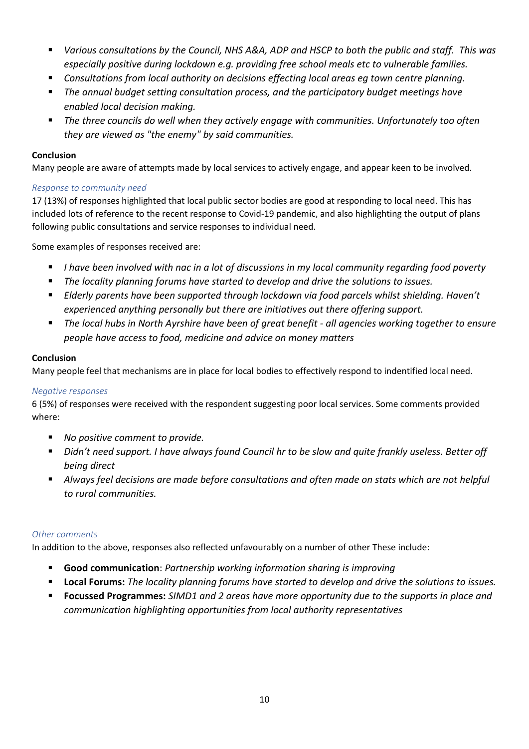- *Various consultations by the Council, NHS A&A, ADP and HSCP to both the public and staff. This was especially positive during lockdown e.g. providing free school meals etc to vulnerable families.*
- *Consultations from local authority on decisions effecting local areas eg town centre planning.*
- *The annual budget setting consultation process, and the participatory budget meetings have enabled local decision making.*
- *The three councils do well when they actively engage with communities. Unfortunately too often they are viewed as "the enemy" by said communities.*

**Conclusion**
Many people are aware of attempts made by local services to actively engage, and appear keen to be involved.

*Response to community need*

17 (13%) of responses highlighted that local public sector bodies are good at responding to local need. This has included lots of reference to the recent response to Covid-19 pandemic, and also highlighting the output of plans following public consultations and service responses to individual need.

Some examples of responses received are:

- *I have been involved with nac in a lot of discussions in my local community regarding food poverty*
- *The locality planning forums have started to develop and drive the solutions to issues.*
- *Elderly parents have been supported through lockdown via food parcels whilst shielding. Haven't experienced anything personally but there are initiatives out there offering support.*
- *The local hubs in North Ayrshire have been of great benefit - all agencies working together to ensure people have access to food, medicine and advice on money matters*

**Conclusion**
Many people feel that mechanisms are in place for local bodies to effectively respond to indentified local need.

*Negative responses*

6 (5%) of responses were received with the respondent suggesting poor local services. Some comments provided where:

- *No positive comment to provide.*
- *Didn't need support. I have always found Council hr to be slow and quite frankly useless. Better off being direct*
- *Always feel decisions are made before consultations and often made on stats which are not helpful to rural communities.*

*Other comments*

In addition to the above, responses also reflected unfavourably on a number of other These include:

- **Good communication**: *Partnership working information sharing is improving*
- **Local Forums:** *The locality planning forums have started to develop and drive the solutions to issues.*
- **Focussed Programmes:** *SIMD1 and 2 areas have more opportunity due to the supports in place and communication highlighting opportunities from local authority representatives*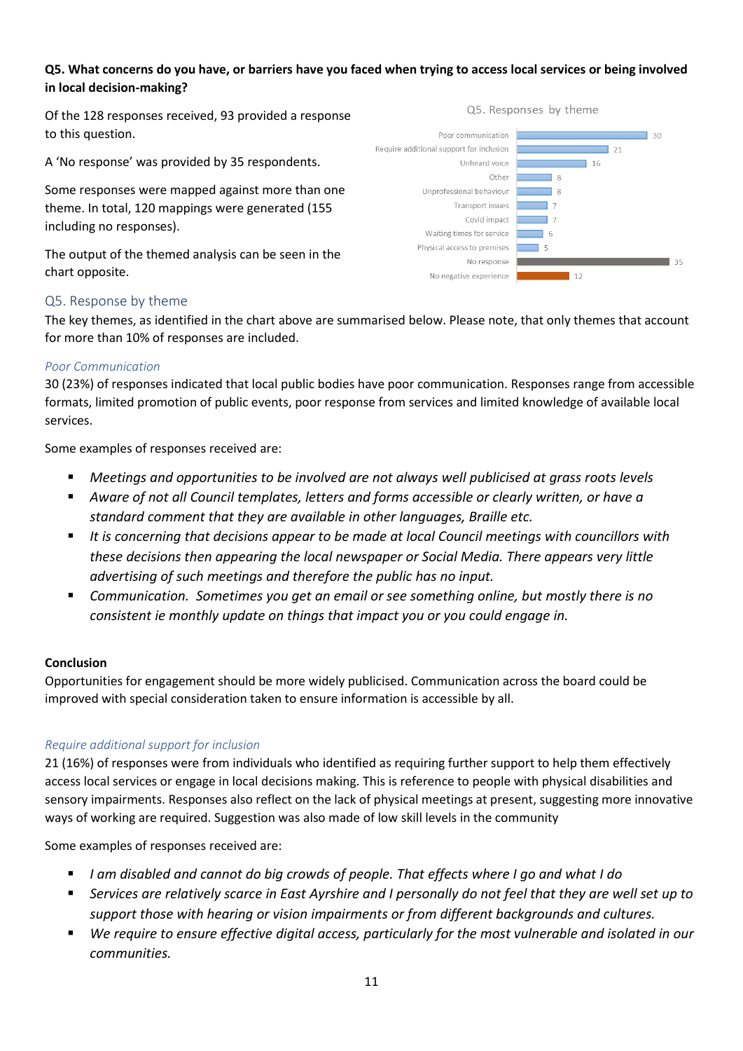**Q5. What concerns do you have, or barriers have you faced when trying to access local services or being involved in local decision-making?**

Of the 128 responses received, 93 provided a response to this question.

A 'No response' was provided by 35 respondents.

Some responses were mapped against more than one theme. In total, 120 mappings were generated (155 including no responses).

The output of the themed analysis can be seen in the chart opposite.

Q5. Responses by theme

| Theme | Responses |
|---|---|
| Poor communication | 30 |
| Require additional support for inclusion | 21 |
| Unheard voice | 16 |
| Other | 8 |
| Unprofessional behaviour | 8 |
| Transport issues | 7 |
| Covid impact | 7 |
| Waiting times for service | 6 |
| Physical access to premises | 5 |
| No response | 35 |
| No negative experience | 12 |

## Q5. Response by theme

The key themes, as identified in the chart above are summarised below. Please note, that only themes that account for more than 10% of responses are included.

### *Poor Communication*

30 (23%) of responses indicated that local public bodies have poor communication. Responses range from accessible formats, limited promotion of public events, poor response from services and limited knowledge of available local services.

Some examples of responses received are:

- *Meetings and opportunities to be involved are not always well publicised at grass roots levels*
- *Aware of not all Council templates, letters and forms accessible or clearly written, or have a standard comment that they are available in other languages, Braille etc.*
- *It is concerning that decisions appear to be made at local Council meetings with councillors with these decisions then appearing the local newspaper or Social Media. There appears very little advertising of such meetings and therefore the public has no input.*
- *Communication. Sometimes you get an email or see something online, but mostly there is no consistent ie monthly update on things that impact you or you could engage in.*

**Conclusion**

Opportunities for engagement should be more widely publicised. Communication across the board could be improved with special consideration taken to ensure information is accessible by all.

### *Require additional support for inclusion*

21 (16%) of responses were from individuals who identified as requiring further support to help them effectively access local services or engage in local decisions making. This is reference to people with physical disabilities and sensory impairments. Responses also reflect on the lack of physical meetings at present, suggesting more innovative ways of working are required. Suggestion was also made of low skill levels in the community

Some examples of responses received are:

- *I am disabled and cannot do big crowds of people. That effects where I go and what I do*
- *Services are relatively scarce in East Ayrshire and I personally do not feel that they are well set up to support those with hearing or vision impairments or from different backgrounds and cultures.*
- *We require to ensure effective digital access, particularly for the most vulnerable and isolated in our communities.*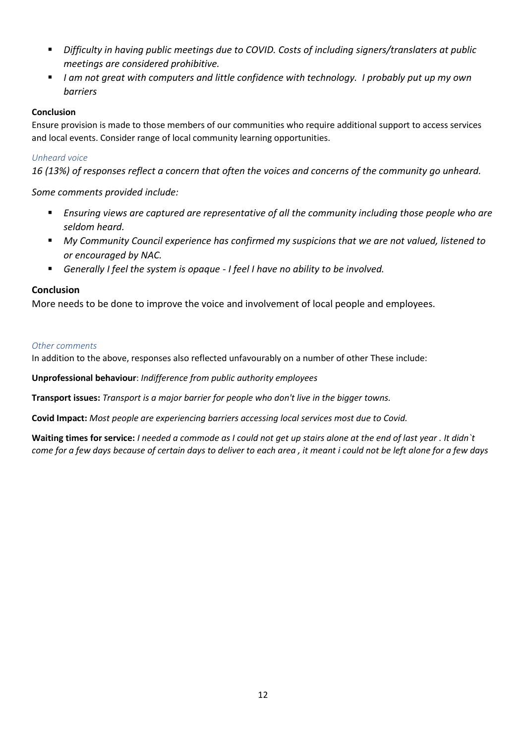- *Difficulty in having public meetings due to COVID. Costs of including signers/translaters at public meetings are considered prohibitive.*
- *I am not great with computers and little confidence with technology. I probably put up my own barriers*

**Conclusion**

Ensure provision is made to those members of our communities who require additional support to access services and local events. Consider range of local community learning opportunities.

*Unheard voice*

*16 (13%) of responses reflect a concern that often the voices and concerns of the community go unheard.*

*Some comments provided include:*

- *Ensuring views are captured are representative of all the community including those people who are seldom heard.*
- *My Community Council experience has confirmed my suspicions that we are not valued, listened to or encouraged by NAC.*
- *Generally I feel the system is opaque - I feel I have no ability to be involved.*

**Conclusion**

More needs to be done to improve the voice and involvement of local people and employees.

*Other comments*

In addition to the above, responses also reflected unfavourably on a number of other These include:

**Unprofessional behaviour**: *Indifference from public authority employees*

**Transport issues:** *Transport is a major barrier for people who don't live in the bigger towns.*

**Covid Impact:** *Most people are experiencing barriers accessing local services most due to Covid.*

**Waiting times for service:** *I needed a commode as I could not get up stairs alone at the end of last year . It didn`t come for a few days because of certain days to deliver to each area , it meant i could not be left alone for a few days*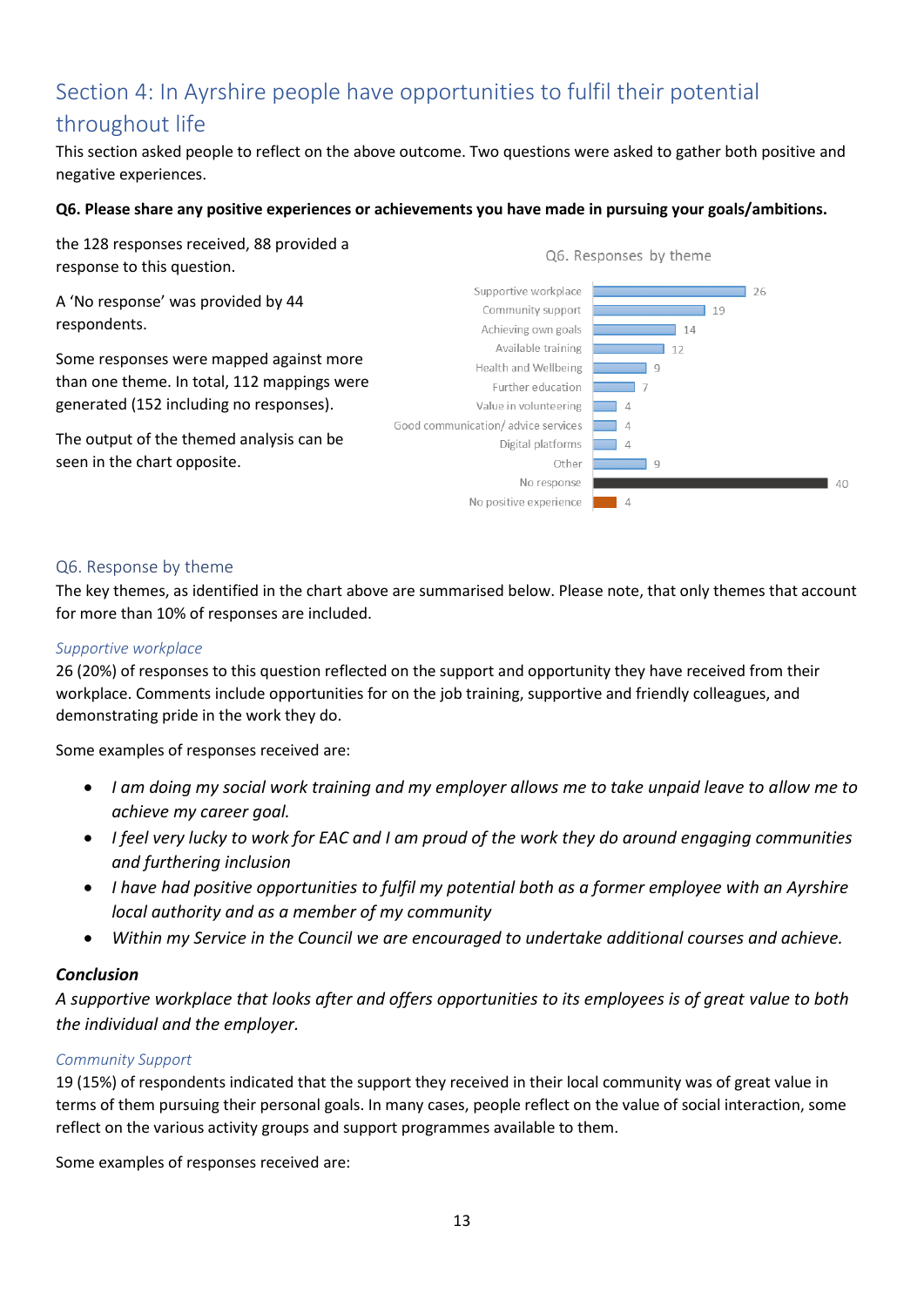## Section 4: In Ayrshire people have opportunities to fulfil their potential throughout life

This section asked people to reflect on the above outcome. Two questions were asked to gather both positive and negative experiences.

**Q6. Please share any positive experiences or achievements you have made in pursuing your goals/ambitions.**

the 128 responses received, 88 provided a response to this question.

A 'No response' was provided by 44 respondents.

Some responses were mapped against more than one theme. In total, 112 mappings were generated (152 including no responses).

The output of the themed analysis can be seen in the chart opposite.

Q6. Responses by theme

| Theme | Responses |
|---|---|
| Supportive workplace | 26 |
| Community support | 19 |
| Achieving own goals | 14 |
| Available training | 12 |
| Health and Wellbeing | 9 |
| Further education | 7 |
| Value in volunteering | 4 |
| Good communication/ advice services | 4 |
| Digital platforms | 4 |
| Other | 9 |
| No response | 40 |
| No positive experience | 4 |

### Q6. Response by theme

The key themes, as identified in the chart above are summarised below. Please note, that only themes that account for more than 10% of responses are included.

#### *Supportive workplace*

26 (20%) of responses to this question reflected on the support and opportunity they have received from their workplace. Comments include opportunities for on the job training, supportive and friendly colleagues, and demonstrating pride in the work they do.

Some examples of responses received are:

- *I am doing my social work training and my employer allows me to take unpaid leave to allow me to achieve my career goal.*
- *I feel very lucky to work for EAC and I am proud of the work they do around engaging communities and furthering inclusion*
- *I have had positive opportunities to fulfil my potential both as a former employee with an Ayrshire local authority and as a member of my community*
- *Within my Service in the Council we are encouraged to undertake additional courses and achieve.*

***Conclusion***

*A supportive workplace that looks after and offers opportunities to its employees is of great value to both the individual and the employer.*

#### *Community Support*

19 (15%) of respondents indicated that the support they received in their local community was of great value in terms of them pursuing their personal goals. In many cases, people reflect on the value of social interaction, some reflect on the various activity groups and support programmes available to them.

Some examples of responses received are: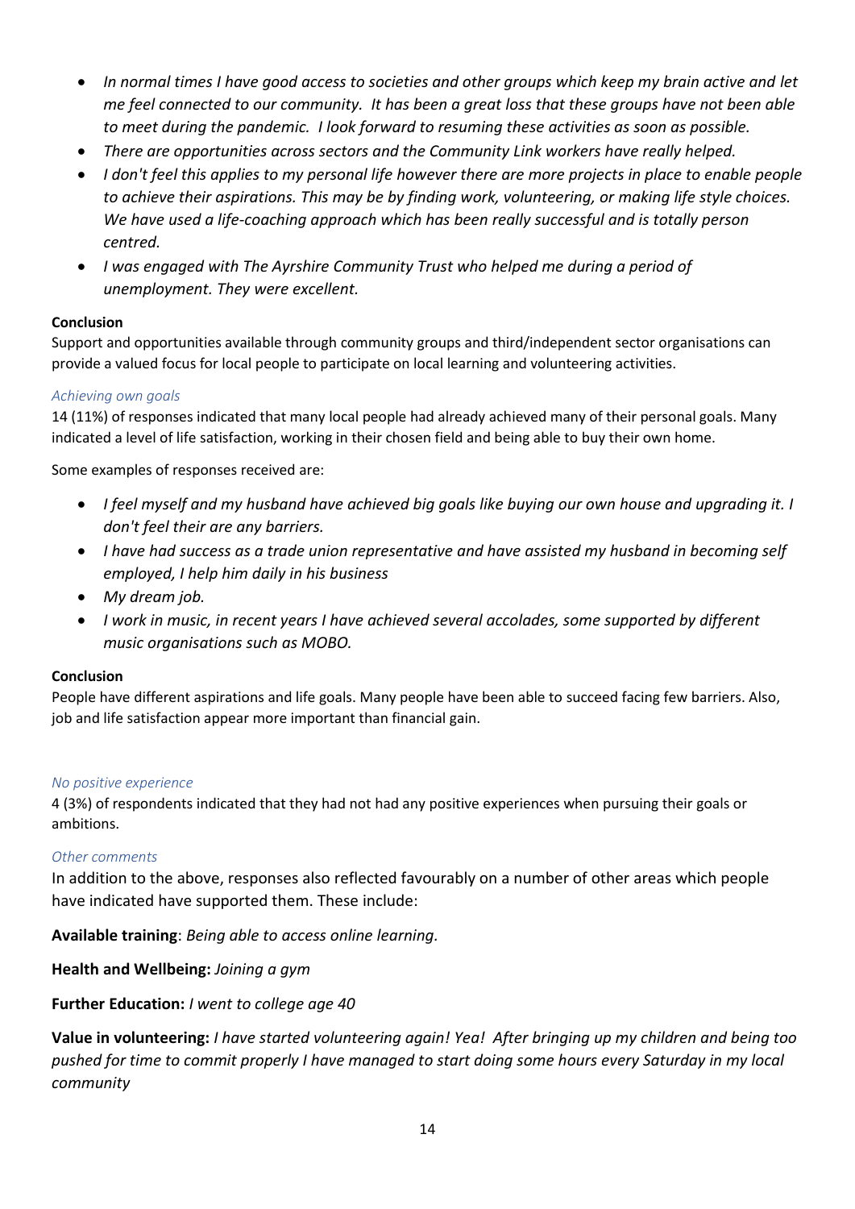- *In normal times I have good access to societies and other groups which keep my brain active and let me feel connected to our community. It has been a great loss that these groups have not been able to meet during the pandemic. I look forward to resuming these activities as soon as possible.*
- *There are opportunities across sectors and the Community Link workers have really helped.*
- *I don't feel this applies to my personal life however there are more projects in place to enable people to achieve their aspirations. This may be by finding work, volunteering, or making life style choices. We have used a life-coaching approach which has been really successful and is totally person centred.*
- *I was engaged with The Ayrshire Community Trust who helped me during a period of unemployment. They were excellent.*

**Conclusion**

Support and opportunities available through community groups and third/independent sector organisations can provide a valued focus for local people to participate on local learning and volunteering activities.

*Achieving own goals*

14 (11%) of responses indicated that many local people had already achieved many of their personal goals. Many indicated a level of life satisfaction, working in their chosen field and being able to buy their own home.

Some examples of responses received are:

- *I feel myself and my husband have achieved big goals like buying our own house and upgrading it. I don't feel their are any barriers.*
- *I have had success as a trade union representative and have assisted my husband in becoming self employed, I help him daily in his business*
- *My dream job.*
- *I work in music, in recent years I have achieved several accolades, some supported by different music organisations such as MOBO.*

**Conclusion**

People have different aspirations and life goals. Many people have been able to succeed facing few barriers. Also, job and life satisfaction appear more important than financial gain.

*No positive experience*

4 (3%) of respondents indicated that they had not had any positive experiences when pursuing their goals or ambitions.

*Other comments*

In addition to the above, responses also reflected favourably on a number of other areas which people have indicated have supported them. These include:

**Available training**: *Being able to access online learning.*

**Health and Wellbeing:** *Joining a gym*

**Further Education:** *I went to college age 40*

**Value in volunteering:** *I have started volunteering again! Yea! After bringing up my children and being too pushed for time to commit properly I have managed to start doing some hours every Saturday in my local community*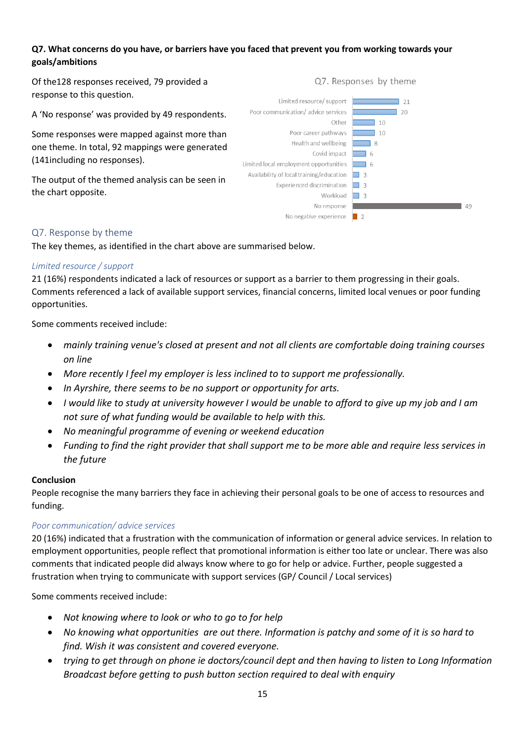**Q7. What concerns do you have, or barriers have you faced that prevent you from working towards your goals/ambitions**

Of the128 responses received, 79 provided a response to this question.

A 'No response' was provided by 49 respondents.

Some responses were mapped against more than one theme. In total, 92 mappings were generated (141including no responses).

The output of the themed analysis can be seen in the chart opposite.

Q7. Responses by theme

| Theme | Count |
|---|---|
| Limited resource/ support | 21 |
| Poor communication/ advice services | 20 |
| Other | 10 |
| Poor career pathways | 10 |
| Health and wellbeing | 8 |
| Covid impact | 6 |
| Limited local employment opportunities | 6 |
| Availability of local training/education | 3 |
| Experienced discrimination | 3 |
| Workload | 3 |
| No response | 49 |
| No negative experience | 2 |

## Q7. Response by theme

The key themes, as identified in the chart above are summarised below.

### *Limited resource / support*

21 (16%) respondents indicated a lack of resources or support as a barrier to them progressing in their goals. Comments referenced a lack of available support services, financial concerns, limited local venues or poor funding opportunities.

Some comments received include:

- *mainly training venue's closed at present and not all clients are comfortable doing training courses on line*
- *More recently I feel my employer is less inclined to to support me professionally.*
- *In Ayrshire, there seems to be no support or opportunity for arts.*
- *I would like to study at university however I would be unable to afford to give up my job and I am not sure of what funding would be available to help with this.*
- *No meaningful programme of evening or weekend education*
- *Funding to find the right provider that shall support me to be more able and require less services in the future*

**Conclusion**

People recognise the many barriers they face in achieving their personal goals to be one of access to resources and funding.

### *Poor communication/ advice services*

20 (16%) indicated that a frustration with the communication of information or general advice services. In relation to employment opportunities, people reflect that promotional information is either too late or unclear. There was also comments that indicated people did always know where to go for help or advice. Further, people suggested a frustration when trying to communicate with support services (GP/ Council / Local services)

Some comments received include:

- *Not knowing where to look or who to go to for help*
- *No knowing what opportunities are out there. Information is patchy and some of it is so hard to find. Wish it was consistent and covered everyone.*
- *trying to get through on phone ie doctors/council dept and then having to listen to Long Information Broadcast before getting to push button section required to deal with enquiry*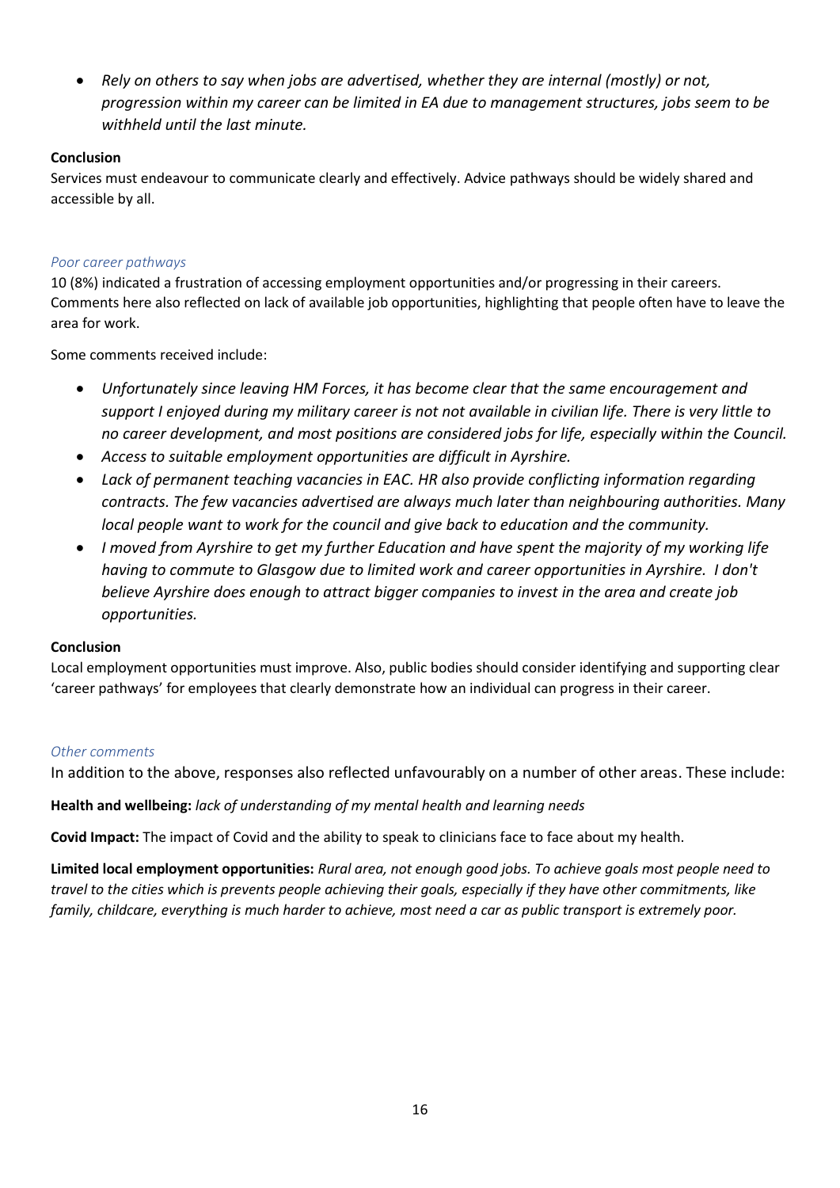- *Rely on others to say when jobs are advertised, whether they are internal (mostly) or not, progression within my career can be limited in EA due to management structures, jobs seem to be withheld until the last minute.*

**Conclusion**

Services must endeavour to communicate clearly and effectively. Advice pathways should be widely shared and accessible by all.

### *Poor career pathways*

10 (8%) indicated a frustration of accessing employment opportunities and/or progressing in their careers. Comments here also reflected on lack of available job opportunities, highlighting that people often have to leave the area for work.

Some comments received include:

- *Unfortunately since leaving HM Forces, it has become clear that the same encouragement and support I enjoyed during my military career is not not available in civilian life. There is very little to no career development, and most positions are considered jobs for life, especially within the Council.*
- *Access to suitable employment opportunities are difficult in Ayrshire.*
- *Lack of permanent teaching vacancies in EAC. HR also provide conflicting information regarding contracts. The few vacancies advertised are always much later than neighbouring authorities. Many local people want to work for the council and give back to education and the community.*
- *I moved from Ayrshire to get my further Education and have spent the majority of my working life having to commute to Glasgow due to limited work and career opportunities in Ayrshire. I don't believe Ayrshire does enough to attract bigger companies to invest in the area and create job opportunities.*

**Conclusion**

Local employment opportunities must improve. Also, public bodies should consider identifying and supporting clear 'career pathways' for employees that clearly demonstrate how an individual can progress in their career.

### *Other comments*

In addition to the above, responses also reflected unfavourably on a number of other areas. These include:

**Health and wellbeing:** *lack of understanding of my mental health and learning needs*

**Covid Impact:** The impact of Covid and the ability to speak to clinicians face to face about my health.

**Limited local employment opportunities:** *Rural area, not enough good jobs. To achieve goals most people need to travel to the cities which is prevents people achieving their goals, especially if they have other commitments, like family, childcare, everything is much harder to achieve, most need a car as public transport is extremely poor.*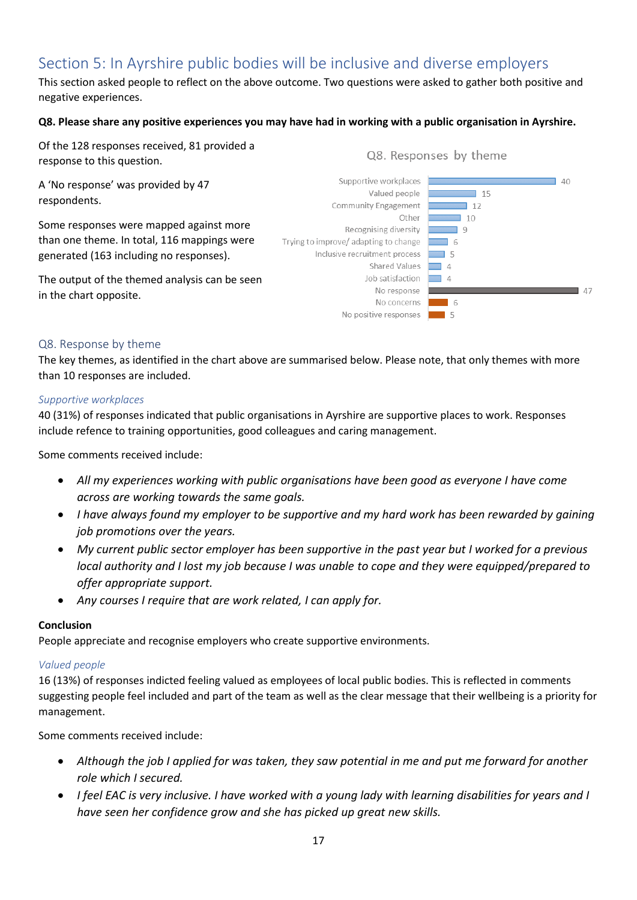## Section 5: In Ayrshire public bodies will be inclusive and diverse employers

This section asked people to reflect on the above outcome. Two questions were asked to gather both positive and negative experiences.

**Q8. Please share any positive experiences you may have had in working with a public organisation in Ayrshire.**

Of the 128 responses received, 81 provided a response to this question.

A 'No response' was provided by 47 respondents.

Some responses were mapped against more than one theme. In total, 116 mappings were generated (163 including no responses).

The output of the themed analysis can be seen in the chart opposite.

Q8. Responses by theme

| Theme | Responses |
| --- | --- |
| Supportive workplaces | 40 |
| Valued people | 15 |
| Community Engagement | 12 |
| Other | 10 |
| Recognising diversity | 9 |
| Trying to improve/ adapting to change | 6 |
| Inclusive recruitment process | 5 |
| Shared Values | 4 |
| Job satisfaction | 4 |
| No response | 47 |
| No concerns | 6 |
| No positive responses | 5 |

### Q8. Response by theme

The key themes, as identified in the chart above are summarised below. Please note, that only themes with more than 10 responses are included.

#### *Supportive workplaces*

40 (31%) of responses indicated that public organisations in Ayrshire are supportive places to work. Responses include refence to training opportunities, good colleagues and caring management.

Some comments received include:

- *All my experiences working with public organisations have been good as everyone I have come across are working towards the same goals.*
- *I have always found my employer to be supportive and my hard work has been rewarded by gaining job promotions over the years.*
- *My current public sector employer has been supportive in the past year but I worked for a previous local authority and I lost my job because I was unable to cope and they were equipped/prepared to offer appropriate support.*
- *Any courses I require that are work related, I can apply for.*

**Conclusion**

People appreciate and recognise employers who create supportive environments.

#### *Valued people*

16 (13%) of responses indicted feeling valued as employees of local public bodies. This is reflected in comments suggesting people feel included and part of the team as well as the clear message that their wellbeing is a priority for management.

Some comments received include:

- *Although the job I applied for was taken, they saw potential in me and put me forward for another role which I secured.*
- *I feel EAC is very inclusive. I have worked with a young lady with learning disabilities for years and I have seen her confidence grow and she has picked up great new skills.*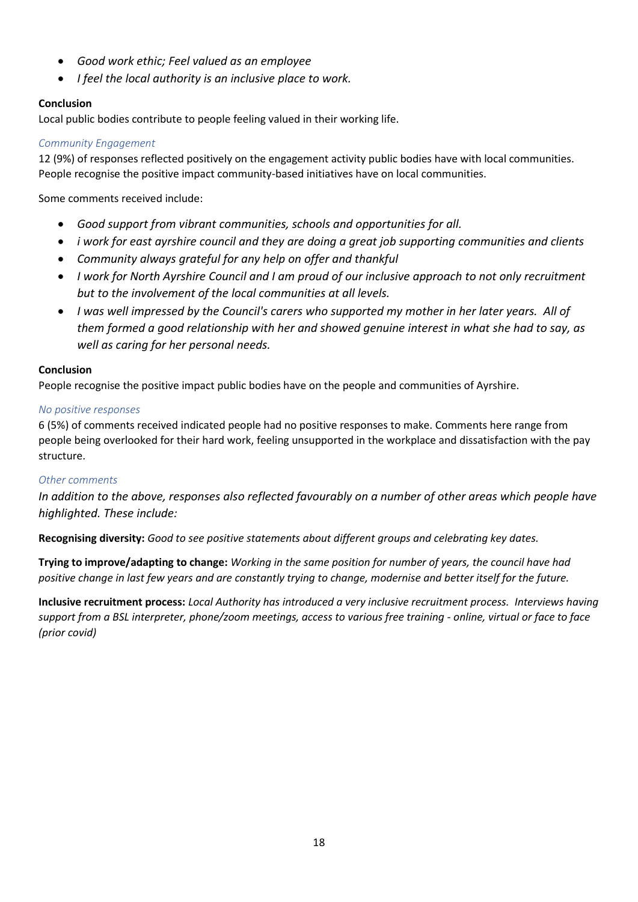- *Good work ethic; Feel valued as an employee*
- *I feel the local authority is an inclusive place to work.*

**Conclusion**

Local public bodies contribute to people feeling valued in their working life.

*Community Engagement*

12 (9%) of responses reflected positively on the engagement activity public bodies have with local communities. People recognise the positive impact community-based initiatives have on local communities.

Some comments received include:

- *Good support from vibrant communities, schools and opportunities for all.*
- *i work for east ayrshire council and they are doing a great job supporting communities and clients*
- *Community always grateful for any help on offer and thankful*
- *I work for North Ayrshire Council and I am proud of our inclusive approach to not only recruitment but to the involvement of the local communities at all levels.*
- *I was well impressed by the Council's carers who supported my mother in her later years. All of them formed a good relationship with her and showed genuine interest in what she had to say, as well as caring for her personal needs.*

**Conclusion**

People recognise the positive impact public bodies have on the people and communities of Ayrshire.

*No positive responses*

6 (5%) of comments received indicated people had no positive responses to make. Comments here range from people being overlooked for their hard work, feeling unsupported in the workplace and dissatisfaction with the pay structure.

*Other comments*

*In addition to the above, responses also reflected favourably on a number of other areas which people have highlighted. These include:*

**Recognising diversity:** *Good to see positive statements about different groups and celebrating key dates.*

**Trying to improve/adapting to change:** *Working in the same position for number of years, the council have had positive change in last few years and are constantly trying to change, modernise and better itself for the future.*

**Inclusive recruitment process:** *Local Authority has introduced a very inclusive recruitment process. Interviews having support from a BSL interpreter, phone/zoom meetings, access to various free training - online, virtual or face to face (prior covid)*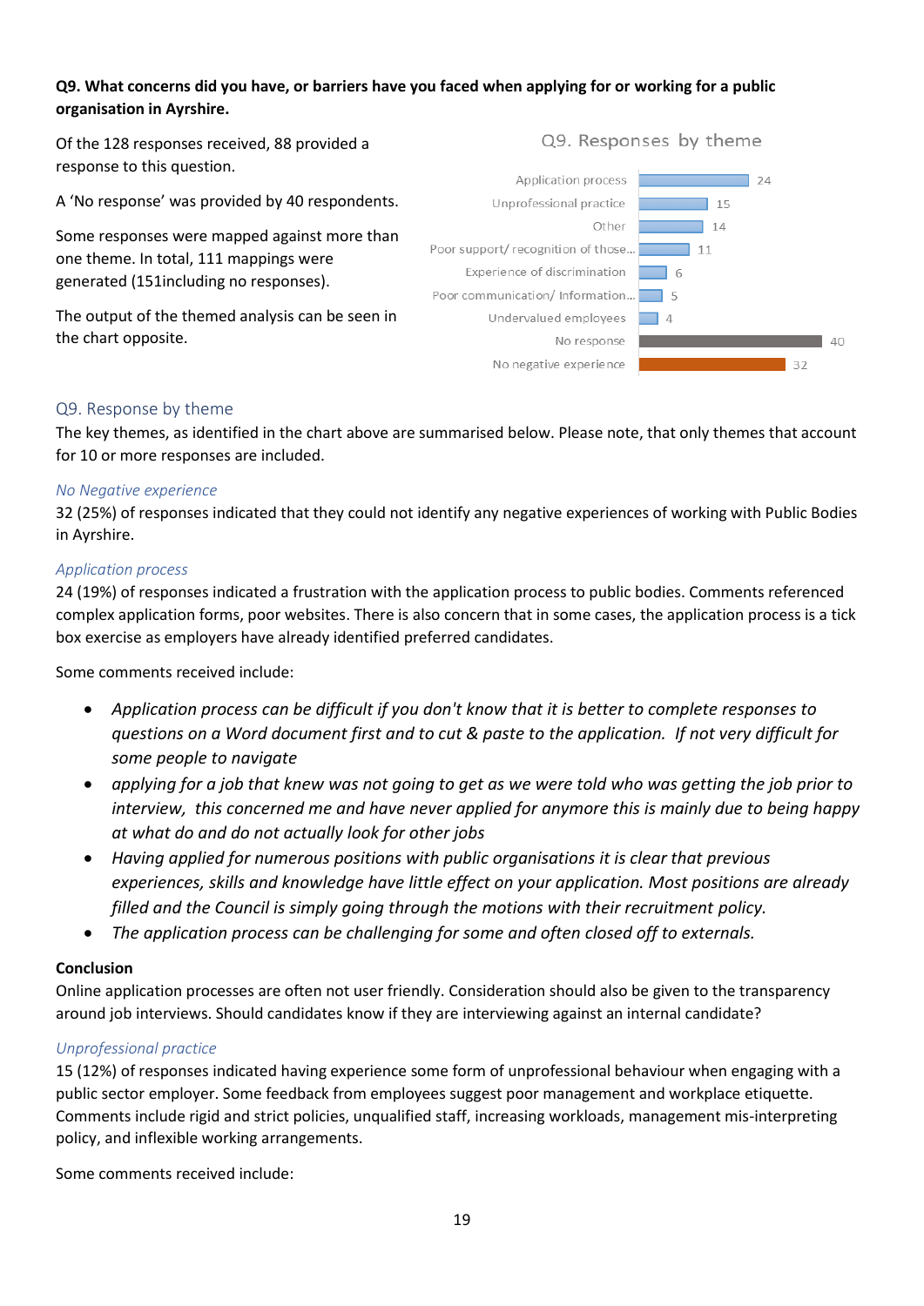**Q9. What concerns did you have, or barriers have you faced when applying for or working for a public organisation in Ayrshire.**

Of the 128 responses received, 88 provided a response to this question.

A 'No response' was provided by 40 respondents.

Some responses were mapped against more than one theme. In total, 111 mappings were generated (151including no responses).

The output of the themed analysis can be seen in the chart opposite.

Q9. Responses by theme

| Theme | Responses |
|---|---|
| Application process | 24 |
| Unprofessional practice | 15 |
| Other | 14 |
| Poor support/ recognition of those... | 11 |
| Experience of discrimination | 6 |
| Poor communication/ Information... | 5 |
| Undervalued employees | 4 |
| No response | 40 |
| No negative experience | 32 |

## Q9. Response by theme

The key themes, as identified in the chart above are summarised below. Please note, that only themes that account for 10 or more responses are included.

### *No Negative experience*

32 (25%) of responses indicated that they could not identify any negative experiences of working with Public Bodies in Ayrshire.

### *Application process*

24 (19%) of responses indicated a frustration with the application process to public bodies. Comments referenced complex application forms, poor websites. There is also concern that in some cases, the application process is a tick box exercise as employers have already identified preferred candidates.

Some comments received include:

- *Application process can be difficult if you don't know that it is better to complete responses to questions on a Word document first and to cut & paste to the application. If not very difficult for some people to navigate*
- *applying for a job that knew was not going to get as we were told who was getting the job prior to interview, this concerned me and have never applied for anymore this is mainly due to being happy at what do and do not actually look for other jobs*
- *Having applied for numerous positions with public organisations it is clear that previous experiences, skills and knowledge have little effect on your application. Most positions are already filled and the Council is simply going through the motions with their recruitment policy.*
- *The application process can be challenging for some and often closed off to externals.*

**Conclusion**

Online application processes are often not user friendly. Consideration should also be given to the transparency around job interviews. Should candidates know if they are interviewing against an internal candidate?

### *Unprofessional practice*

15 (12%) of responses indicated having experience some form of unprofessional behaviour when engaging with a public sector employer. Some feedback from employees suggest poor management and workplace etiquette. Comments include rigid and strict policies, unqualified staff, increasing workloads, management mis-interpreting policy, and inflexible working arrangements.

Some comments received include: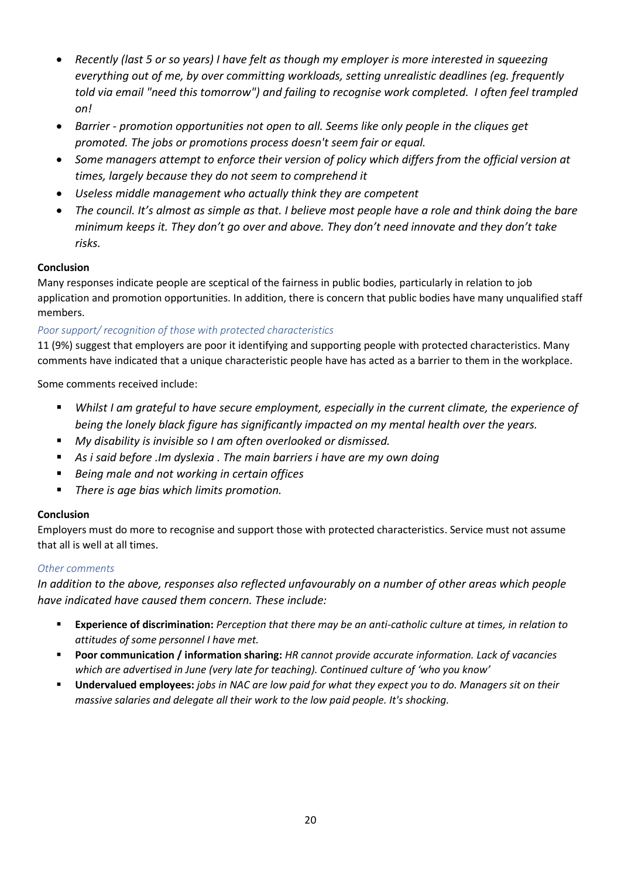- *Recently (last 5 or so years) I have felt as though my employer is more interested in squeezing everything out of me, by over committing workloads, setting unrealistic deadlines (eg. frequently told via email "need this tomorrow") and failing to recognise work completed. I often feel trampled on!*
- *Barrier - promotion opportunities not open to all. Seems like only people in the cliques get promoted. The jobs or promotions process doesn't seem fair or equal.*
- *Some managers attempt to enforce their version of policy which differs from the official version at times, largely because they do not seem to comprehend it*
- *Useless middle management who actually think they are competent*
- *The council. It's almost as simple as that. I believe most people have a role and think doing the bare minimum keeps it. They don't go over and above. They don't need innovate and they don't take risks.*

**Conclusion**

Many responses indicate people are sceptical of the fairness in public bodies, particularly in relation to job application and promotion opportunities. In addition, there is concern that public bodies have many unqualified staff members.

*Poor support/ recognition of those with protected characteristics*

11 (9%) suggest that employers are poor it identifying and supporting people with protected characteristics. Many comments have indicated that a unique characteristic people have has acted as a barrier to them in the workplace.

Some comments received include:

- *Whilst I am grateful to have secure employment, especially in the current climate, the experience of being the lonely black figure has significantly impacted on my mental health over the years.*
- *My disability is invisible so I am often overlooked or dismissed.*
- *As i said before .Im dyslexia . The main barriers i have are my own doing*
- *Being male and not working in certain offices*
- *There is age bias which limits promotion.*

**Conclusion**

Employers must do more to recognise and support those with protected characteristics. Service must not assume that all is well at all times.

*Other comments*

*In addition to the above, responses also reflected unfavourably on a number of other areas which people have indicated have caused them concern. These include:*

- **Experience of discrimination:** *Perception that there may be an anti-catholic culture at times, in relation to attitudes of some personnel I have met.*
- **Poor communication / information sharing:** *HR cannot provide accurate information. Lack of vacancies which are advertised in June (very late for teaching). Continued culture of 'who you know'*
- **Undervalued employees:** *jobs in NAC are low paid for what they expect you to do. Managers sit on their massive salaries and delegate all their work to the low paid people. It's shocking.*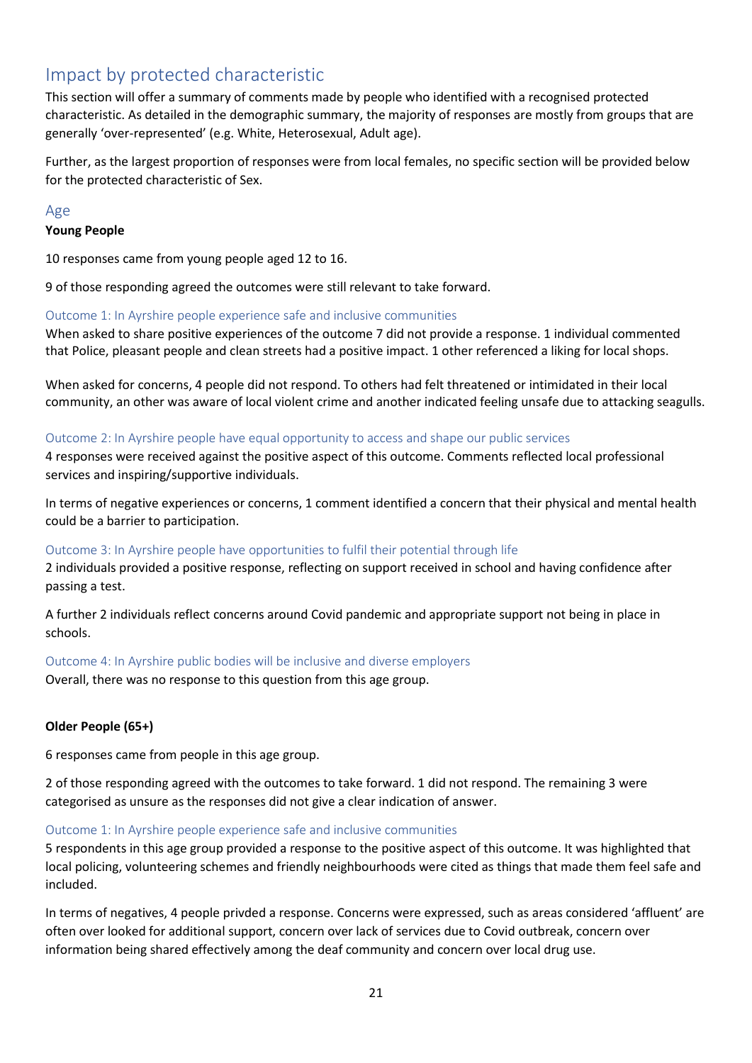## Impact by protected characteristic

This section will offer a summary of comments made by people who identified with a recognised protected characteristic. As detailed in the demographic summary, the majority of responses are mostly from groups that are generally 'over-represented' (e.g. White, Heterosexual, Adult age).

Further, as the largest proportion of responses were from local females, no specific section will be provided below for the protected characteristic of Sex.

### Age

**Young People**

10 responses came from young people aged 12 to 16.

9 of those responding agreed the outcomes were still relevant to take forward.

#### Outcome 1: In Ayrshire people experience safe and inclusive communities

When asked to share positive experiences of the outcome 7 did not provide a response. 1 individual commented that Police, pleasant people and clean streets had a positive impact. 1 other referenced a liking for local shops.

When asked for concerns, 4 people did not respond. To others had felt threatened or intimidated in their local community, an other was aware of local violent crime and another indicated feeling unsafe due to attacking seagulls.

#### Outcome 2: In Ayrshire people have equal opportunity to access and shape our public services

4 responses were received against the positive aspect of this outcome. Comments reflected local professional services and inspiring/supportive individuals.

In terms of negative experiences or concerns, 1 comment identified a concern that their physical and mental health could be a barrier to participation.

#### Outcome 3: In Ayrshire people have opportunities to fulfil their potential through life

2 individuals provided a positive response, reflecting on support received in school and having confidence after passing a test.

A further 2 individuals reflect concerns around Covid pandemic and appropriate support not being in place in schools.

#### Outcome 4: In Ayrshire public bodies will be inclusive and diverse employers

Overall, there was no response to this question from this age group.

**Older People (65+)**

6 responses came from people in this age group.

2 of those responding agreed with the outcomes to take forward. 1 did not respond. The remaining 3 were categorised as unsure as the responses did not give a clear indication of answer.

#### Outcome 1: In Ayrshire people experience safe and inclusive communities

5 respondents in this age group provided a response to the positive aspect of this outcome. It was highlighted that local policing, volunteering schemes and friendly neighbourhoods were cited as things that made them feel safe and included.

In terms of negatives, 4 people privded a response. Concerns were expressed, such as areas considered 'affluent' are often over looked for additional support, concern over lack of services due to Covid outbreak, concern over information being shared effectively among the deaf community and concern over local drug use.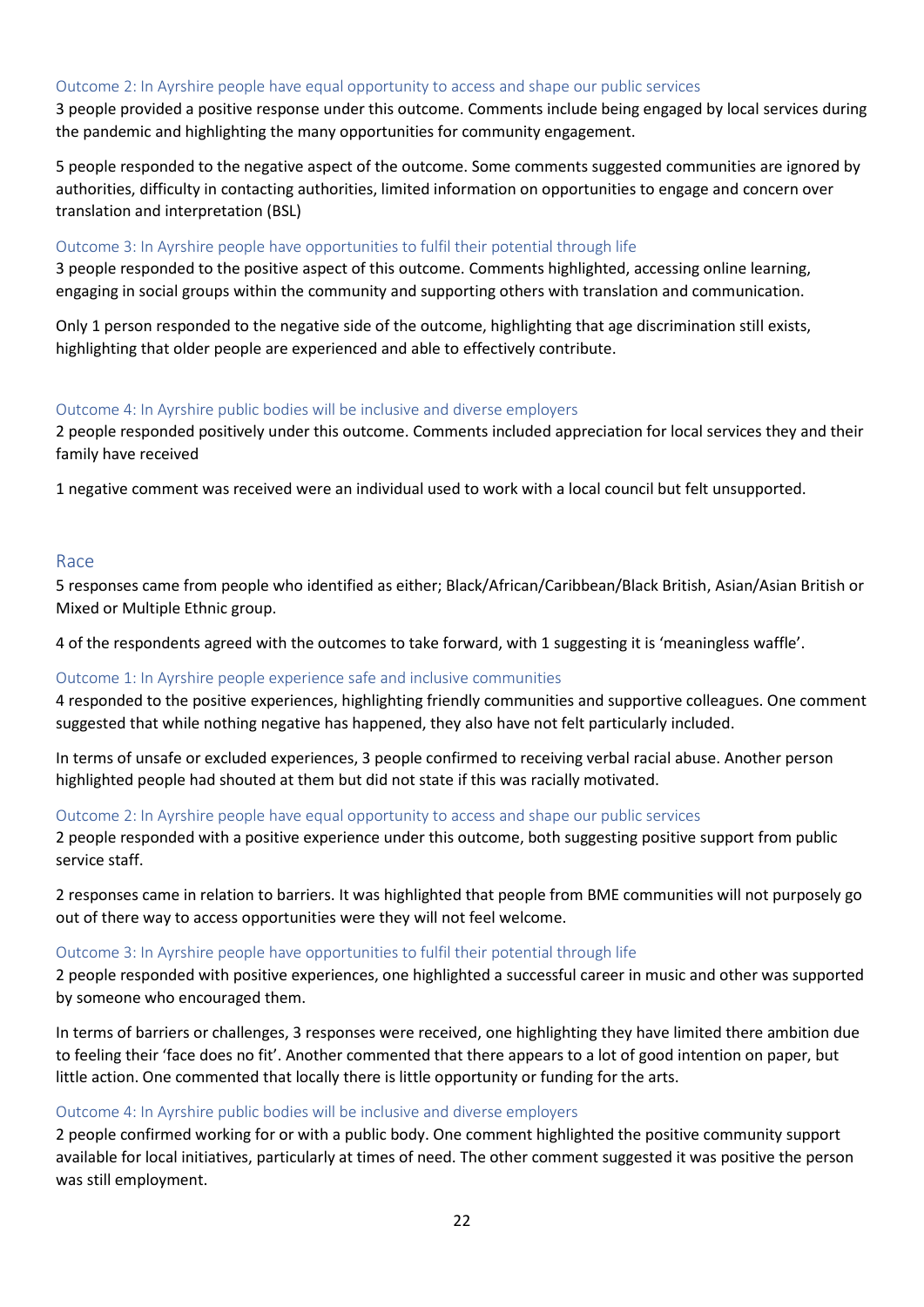#### Outcome 2: In Ayrshire people have equal opportunity to access and shape our public services

3 people provided a positive response under this outcome. Comments include being engaged by local services during the pandemic and highlighting the many opportunities for community engagement.

5 people responded to the negative aspect of the outcome. Some comments suggested communities are ignored by authorities, difficulty in contacting authorities, limited information on opportunities to engage and concern over translation and interpretation (BSL)

#### Outcome 3: In Ayrshire people have opportunities to fulfil their potential through life

3 people responded to the positive aspect of this outcome. Comments highlighted, accessing online learning, engaging in social groups within the community and supporting others with translation and communication.

Only 1 person responded to the negative side of the outcome, highlighting that age discrimination still exists, highlighting that older people are experienced and able to effectively contribute.

#### Outcome 4: In Ayrshire public bodies will be inclusive and diverse employers

2 people responded positively under this outcome. Comments included appreciation for local services they and their family have received

1 negative comment was received were an individual used to work with a local council but felt unsupported.

### Race

5 responses came from people who identified as either; Black/African/Caribbean/Black British, Asian/Asian British or Mixed or Multiple Ethnic group.

4 of the respondents agreed with the outcomes to take forward, with 1 suggesting it is 'meaningless waffle'.

#### Outcome 1: In Ayrshire people experience safe and inclusive communities

4 responded to the positive experiences, highlighting friendly communities and supportive colleagues. One comment suggested that while nothing negative has happened, they also have not felt particularly included.

In terms of unsafe or excluded experiences, 3 people confirmed to receiving verbal racial abuse. Another person highlighted people had shouted at them but did not state if this was racially motivated.

#### Outcome 2: In Ayrshire people have equal opportunity to access and shape our public services

2 people responded with a positive experience under this outcome, both suggesting positive support from public service staff.

2 responses came in relation to barriers. It was highlighted that people from BME communities will not purposely go out of there way to access opportunities were they will not feel welcome.

#### Outcome 3: In Ayrshire people have opportunities to fulfil their potential through life

2 people responded with positive experiences, one highlighted a successful career in music and other was supported by someone who encouraged them.

In terms of barriers or challenges, 3 responses were received, one highlighting they have limited there ambition due to feeling their 'face does no fit'. Another commented that there appears to a lot of good intention on paper, but little action. One commented that locally there is little opportunity or funding for the arts.

#### Outcome 4: In Ayrshire public bodies will be inclusive and diverse employers

2 people confirmed working for or with a public body. One comment highlighted the positive community support available for local initiatives, particularly at times of need. The other comment suggested it was positive the person was still employment.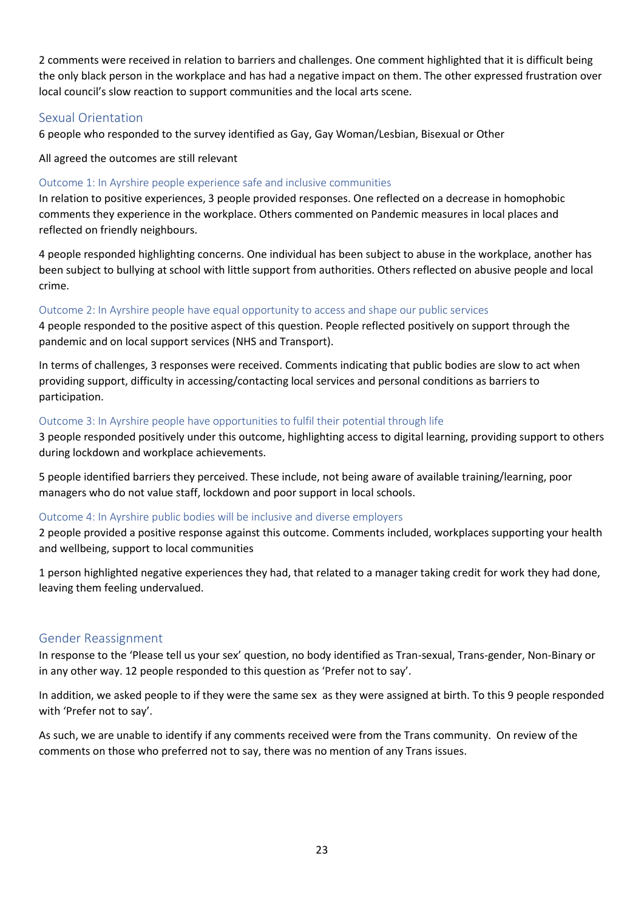2 comments were received in relation to barriers and challenges. One comment highlighted that it is difficult being the only black person in the workplace and has had a negative impact on them. The other expressed frustration over local council's slow reaction to support communities and the local arts scene.

## Sexual Orientation

6 people who responded to the survey identified as Gay, Gay Woman/Lesbian, Bisexual or Other

All agreed the outcomes are still relevant

### Outcome 1: In Ayrshire people experience safe and inclusive communities

In relation to positive experiences, 3 people provided responses. One reflected on a decrease in homophobic comments they experience in the workplace. Others commented on Pandemic measures in local places and reflected on friendly neighbours.

4 people responded highlighting concerns. One individual has been subject to abuse in the workplace, another has been subject to bullying at school with little support from authorities. Others reflected on abusive people and local crime.

### Outcome 2: In Ayrshire people have equal opportunity to access and shape our public services

4 people responded to the positive aspect of this question. People reflected positively on support through the pandemic and on local support services (NHS and Transport).

In terms of challenges, 3 responses were received. Comments indicating that public bodies are slow to act when providing support, difficulty in accessing/contacting local services and personal conditions as barriers to participation.

### Outcome 3: In Ayrshire people have opportunities to fulfil their potential through life

3 people responded positively under this outcome, highlighting access to digital learning, providing support to others during lockdown and workplace achievements.

5 people identified barriers they perceived. These include, not being aware of available training/learning, poor managers who do not value staff, lockdown and poor support in local schools.

### Outcome 4: In Ayrshire public bodies will be inclusive and diverse employers

2 people provided a positive response against this outcome. Comments included, workplaces supporting your health and wellbeing, support to local communities

1 person highlighted negative experiences they had, that related to a manager taking credit for work they had done, leaving them feeling undervalued.

## Gender Reassignment

In response to the 'Please tell us your sex' question, no body identified as Tran-sexual, Trans-gender, Non-Binary or in any other way. 12 people responded to this question as 'Prefer not to say'.

In addition, we asked people to if they were the same sex as they were assigned at birth. To this 9 people responded with 'Prefer not to say'.

As such, we are unable to identify if any comments received were from the Trans community. On review of the comments on those who preferred not to say, there was no mention of any Trans issues.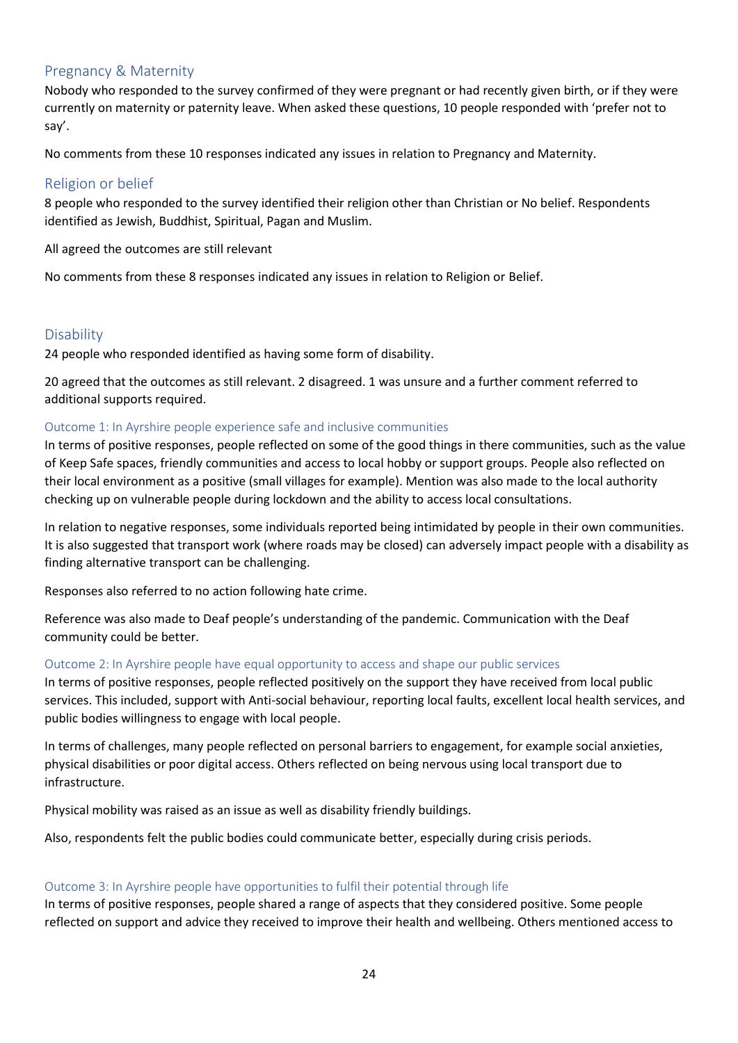## Pregnancy & Maternity

Nobody who responded to the survey confirmed of they were pregnant or had recently given birth, or if they were currently on maternity or paternity leave. When asked these questions, 10 people responded with 'prefer not to say'.

No comments from these 10 responses indicated any issues in relation to Pregnancy and Maternity.

## Religion or belief

8 people who responded to the survey identified their religion other than Christian or No belief. Respondents identified as Jewish, Buddhist, Spiritual, Pagan and Muslim.

All agreed the outcomes are still relevant

No comments from these 8 responses indicated any issues in relation to Religion or Belief.

## Disability

24 people who responded identified as having some form of disability.

20 agreed that the outcomes as still relevant. 2 disagreed. 1 was unsure and a further comment referred to additional supports required.

### Outcome 1: In Ayrshire people experience safe and inclusive communities

In terms of positive responses, people reflected on some of the good things in there communities, such as the value of Keep Safe spaces, friendly communities and access to local hobby or support groups. People also reflected on their local environment as a positive (small villages for example). Mention was also made to the local authority checking up on vulnerable people during lockdown and the ability to access local consultations.

In relation to negative responses, some individuals reported being intimidated by people in their own communities. It is also suggested that transport work (where roads may be closed) can adversely impact people with a disability as finding alternative transport can be challenging.

Responses also referred to no action following hate crime.

Reference was also made to Deaf people's understanding of the pandemic. Communication with the Deaf community could be better.

### Outcome 2: In Ayrshire people have equal opportunity to access and shape our public services

In terms of positive responses, people reflected positively on the support they have received from local public services. This included, support with Anti-social behaviour, reporting local faults, excellent local health services, and public bodies willingness to engage with local people.

In terms of challenges, many people reflected on personal barriers to engagement, for example social anxieties, physical disabilities or poor digital access. Others reflected on being nervous using local transport due to infrastructure.

Physical mobility was raised as an issue as well as disability friendly buildings.

Also, respondents felt the public bodies could communicate better, especially during crisis periods.

### Outcome 3: In Ayrshire people have opportunities to fulfil their potential through life

In terms of positive responses, people shared a range of aspects that they considered positive. Some people reflected on support and advice they received to improve their health and wellbeing. Others mentioned access to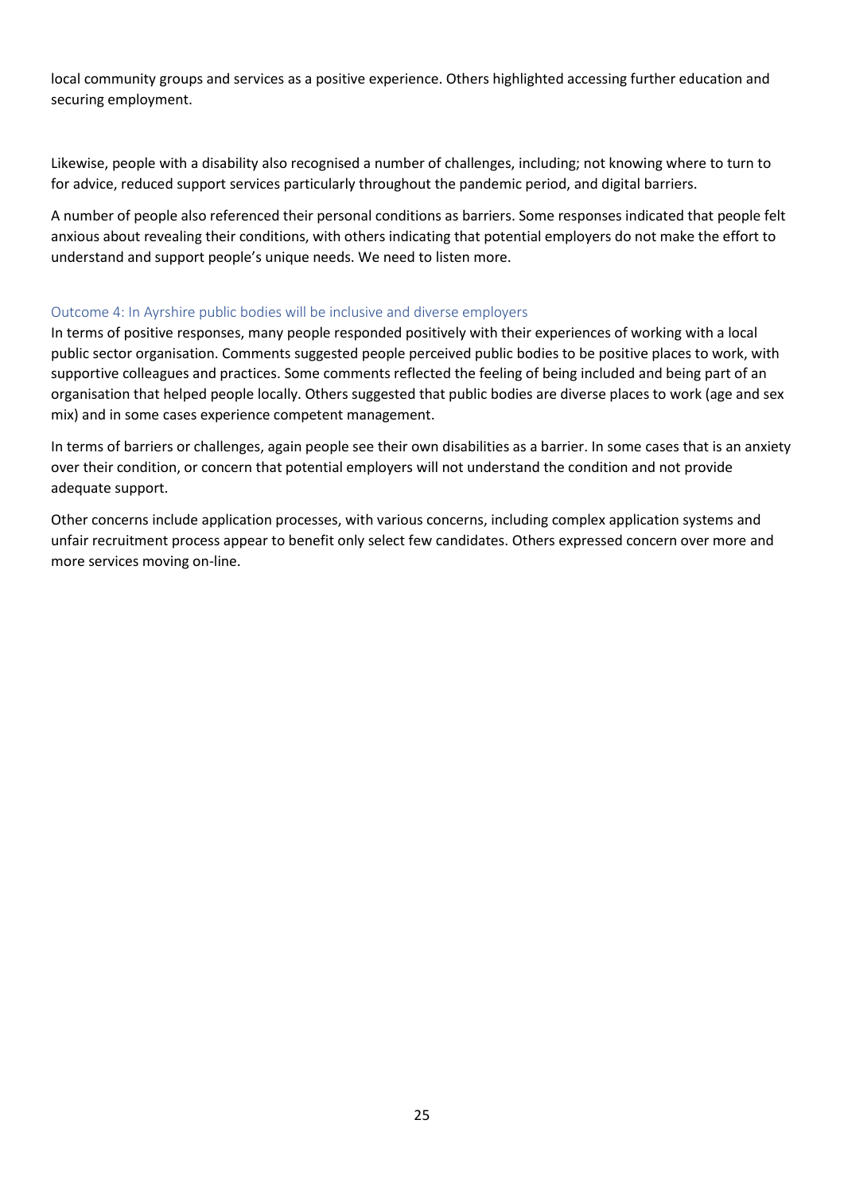local community groups and services as a positive experience. Others highlighted accessing further education and securing employment.

Likewise, people with a disability also recognised a number of challenges, including; not knowing where to turn to for advice, reduced support services particularly throughout the pandemic period, and digital barriers.

A number of people also referenced their personal conditions as barriers. Some responses indicated that people felt anxious about revealing their conditions, with others indicating that potential employers do not make the effort to understand and support people's unique needs. We need to listen more.

### Outcome 4: In Ayrshire public bodies will be inclusive and diverse employers

In terms of positive responses, many people responded positively with their experiences of working with a local public sector organisation. Comments suggested people perceived public bodies to be positive places to work, with supportive colleagues and practices. Some comments reflected the feeling of being included and being part of an organisation that helped people locally. Others suggested that public bodies are diverse places to work (age and sex mix) and in some cases experience competent management.

In terms of barriers or challenges, again people see their own disabilities as a barrier. In some cases that is an anxiety over their condition, or concern that potential employers will not understand the condition and not provide adequate support.

Other concerns include application processes, with various concerns, including complex application systems and unfair recruitment process appear to benefit only select few candidates. Others expressed concern over more and more services moving on-line.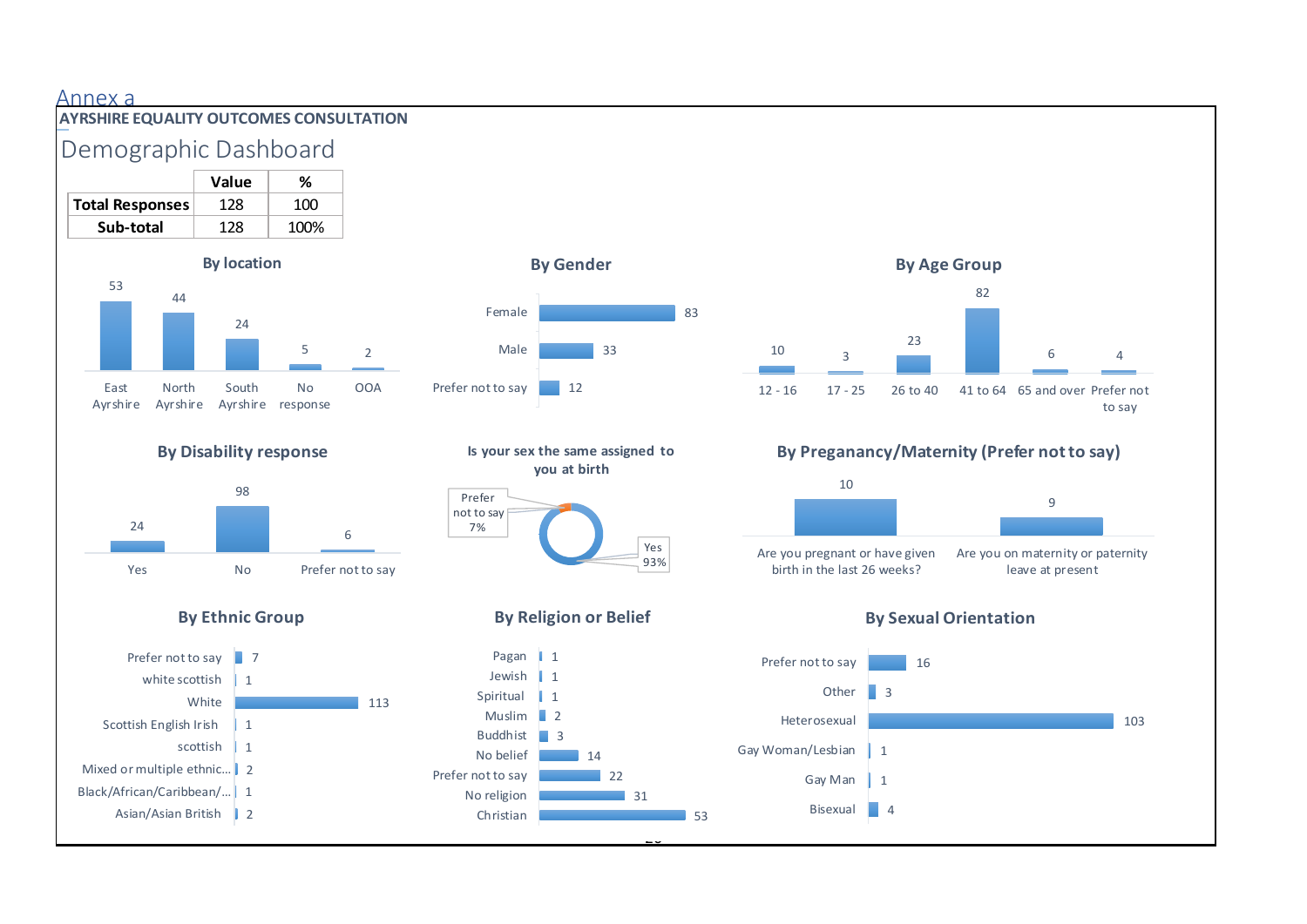Annex a

**AYRSHIRE EQUALITY OUTCOMES CONSULTATION**

# Demographic Dashboard

| | Value | % |
|---|---|---|
| **Total Responses** | 128 | 100 |
| **Sub-total** | 128 | 100% |

**By location**

53 East Ayrshire
44 North Ayrshire
24 South Ayrshire
5 No response
2 OOA

**By Gender**

Female 83
Male 33
Prefer not to say 12

**By Age Group**

10 12 - 16
3 17 - 25
23 26 to 40
82 41 to 64
6 65 and over
4 Prefer not to say

**By Disability response**

24 Yes
98 No
6 Prefer not to say

**Is your sex the same assigned to you at birth**

Prefer not to say 7%
Yes 93%

**By Preganancy/Maternity (Prefer not to say)**

10 Are you pregnant or have given birth in the last 26 weeks?
9 Are you on maternity or paternity leave at present

**By Ethnic Group**

Prefer not to say 7
white scottish 1
White 113
Scottish English Irish 1
scottish 1
Mixed or multiple ethnic... 2
Black/African/Caribbean/... 1
Asian/Asian British 2

**By Religion or Belief**

Pagan 1
Jewish 1
Spiritual 1
Muslim 2
Buddhist 3
No belief 14
Prefer not to say 22
No religion 31
Christian 53

**By Sexual Orientation**

Prefer not to say 16
Other 3
Heterosexual 103
Gay Woman/Lesbian 1
Gay Man 1
Bisexual 4